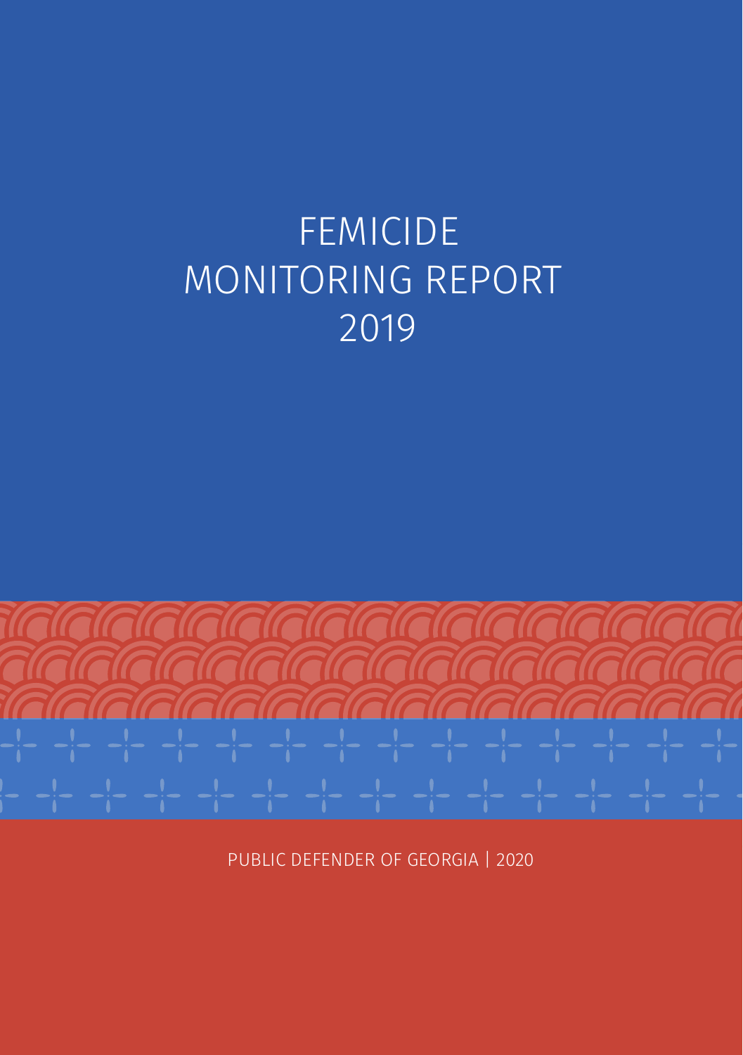# FEMICIDE MONITORING REPORT 2019

PUBLIC DEFENDER OF GEORGIA | 2020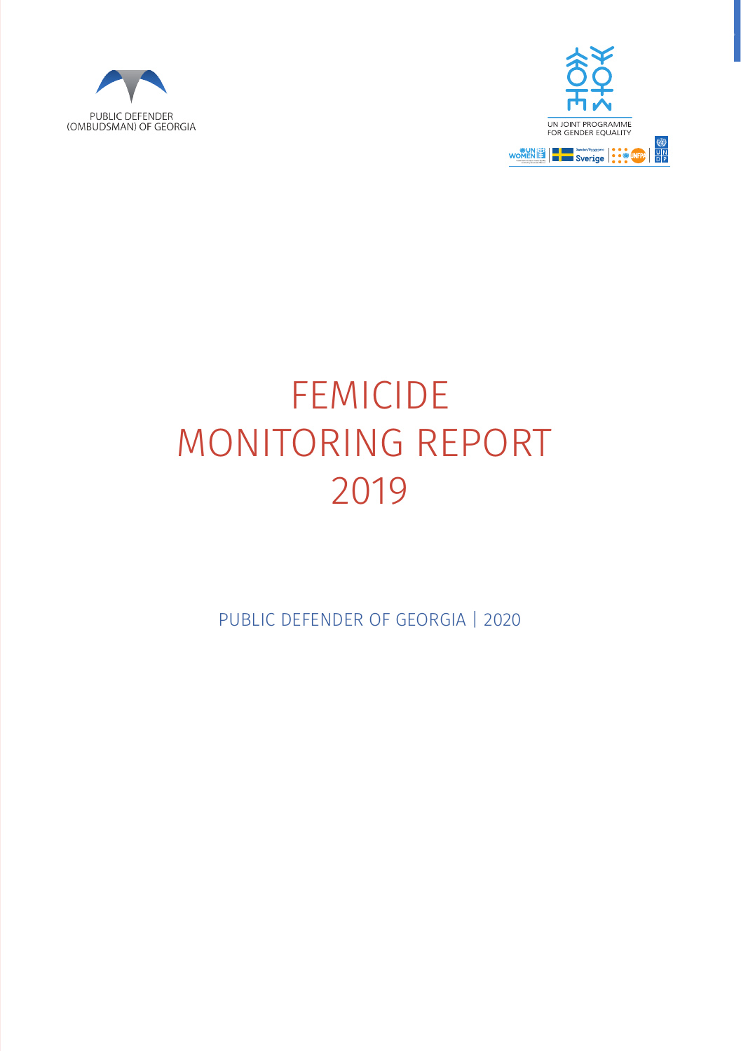PUBLIC DEFENDER
(OMBUDSMAN) OF GEORGIA

UN JOINT PROGRAMME
FOR GENDER EQUALITY

# FEMICIDE MONITORING REPORT 2019

PUBLIC DEFENDER OF GEORGIA | 2020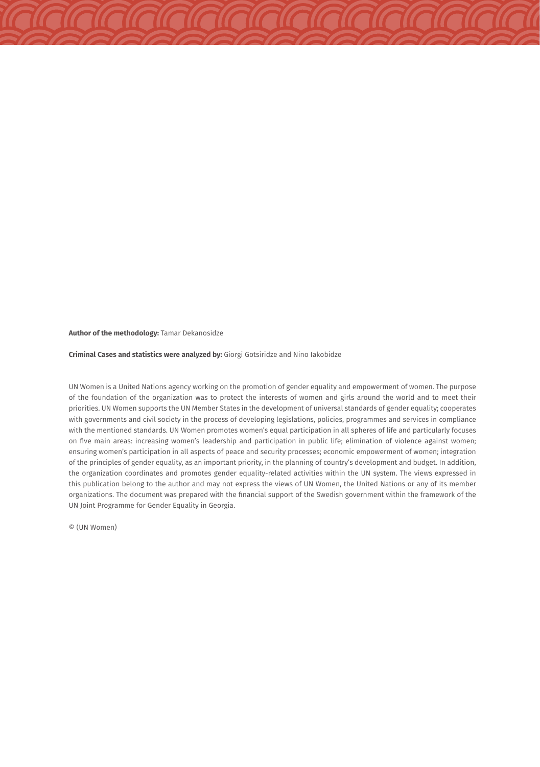**Author of the methodology:** Tamar Dekanosidze

**Criminal Cases and statistics were analyzed by:** Giorgi Gotsiridze and Nino Iakobidze

UN Women is a United Nations agency working on the promotion of gender equality and empowerment of women. The purpose of the foundation of the organization was to protect the interests of women and girls around the world and to meet their priorities. UN Women supports the UN Member States in the development of universal standards of gender equality; cooperates with governments and civil society in the process of developing legislations, policies, programmes and services in compliance with the mentioned standards. UN Women promotes women's equal participation in all spheres of life and particularly focuses on five main areas: increasing women's leadership and participation in public life; elimination of violence against women; ensuring women's participation in all aspects of peace and security processes; economic empowerment of women; integration of the principles of gender equality, as an important priority, in the planning of country's development and budget. In addition, the organization coordinates and promotes gender equality-related activities within the UN system. The views expressed in this publication belong to the author and may not express the views of UN Women, the United Nations or any of its member organizations. The document was prepared with the financial support of the Swedish government within the framework of the UN Joint Programme for Gender Equality in Georgia.

© (UN Women)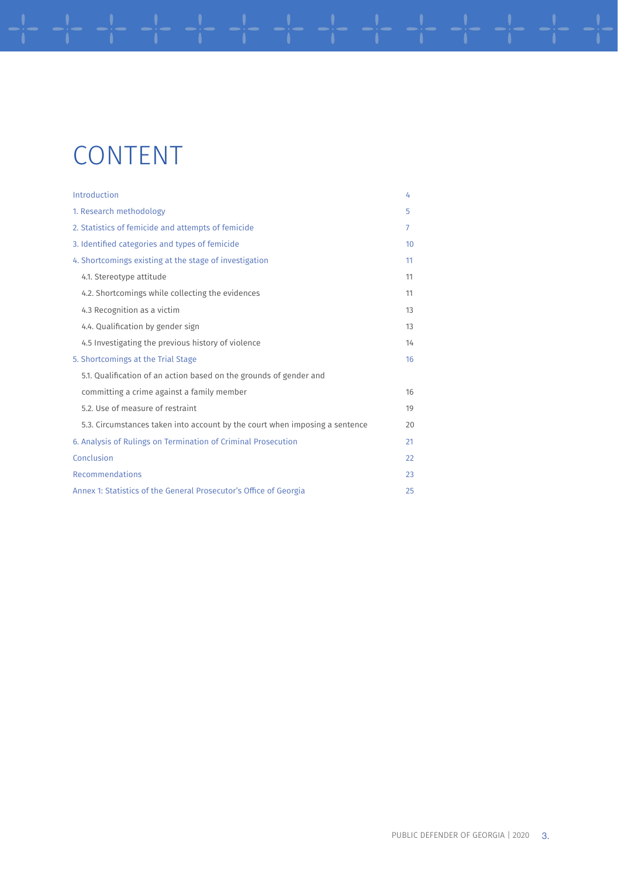# CONTENT

| | |
|---|---|
| Introduction | 4 |
| 1. Research methodology | 5 |
| 2. Statistics of femicide and attempts of femicide | 7 |
| 3. Identified categories and types of femicide | 10 |
| 4. Shortcomings existing at the stage of investigation | 11 |
| 4.1. Stereotype attitude | 11 |
| 4.2. Shortcomings while collecting the evidences | 11 |
| 4.3 Recognition as a victim | 13 |
| 4.4. Qualification by gender sign | 13 |
| 4.5 Investigating the previous history of violence | 14 |
| 5. Shortcomings at the Trial Stage | 16 |
| 5.1. Qualification of an action based on the grounds of gender and committing a crime against a family member | 16 |
| 5.2. Use of measure of restraint | 19 |
| 5.3. Circumstances taken into account by the court when imposing a sentence | 20 |
| 6. Analysis of Rulings on Termination of Criminal Prosecution | 21 |
| Conclusion | 22 |
| Recommendations | 23 |
| Annex 1: Statistics of the General Prosecutor's Office of Georgia | 25 |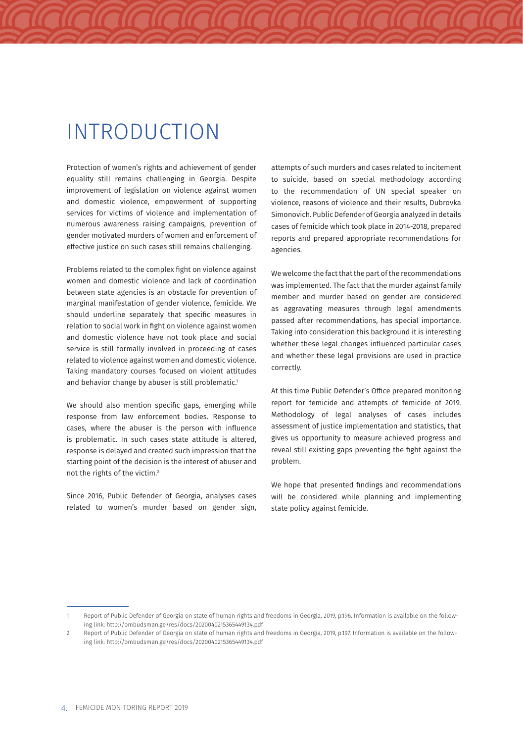# INTRODUCTION

Protection of women's rights and achievement of gender equality still remains challenging in Georgia. Despite improvement of legislation on violence against women and domestic violence, empowerment of supporting services for victims of violence and implementation of numerous awareness raising campaigns, prevention of gender motivated murders of women and enforcement of effective justice on such cases still remains challenging.

Problems related to the complex fight on violence against women and domestic violence and lack of coordination between state agencies is an obstacle for prevention of marginal manifestation of gender violence, femicide. We should underline separately that specific measures in relation to social work in fight on violence against women and domestic violence have not took place and social service is still formally involved in proceeding of cases related to violence against women and domestic violence. Taking mandatory courses focused on violent attitudes and behavior change by abuser is still problematic.[1]

We should also mention specific gaps, emerging while response from law enforcement bodies. Response to cases, where the abuser is the person with influence is problematic. In such cases state attitude is altered, response is delayed and created such impression that the starting point of the decision is the interest of abuser and not the rights of the victim.[2]

Since 2016, Public Defender of Georgia, analyses cases related to women's murder based on gender sign, attempts of such murders and cases related to incitement to suicide, based on special methodology according to the recommendation of UN special speaker on violence, reasons of violence and their results, Dubrovka Simonovich. Public Defender of Georgia analyzed in details cases of femicide which took place in 2014-2018, prepared reports and prepared appropriate recommendations for agencies.

We welcome the fact that the part of the recommendations was implemented. The fact that the murder against family member and murder based on gender are considered as aggravating measures through legal amendments passed after recommendations, has special importance. Taking into consideration this background it is interesting whether these legal changes influenced particular cases and whether these legal provisions are used in practice correctly.

At this time Public Defender's Office prepared monitoring report for femicide and attempts of femicide of 2019. Methodology of legal analyses of cases includes assessment of justice implementation and statistics, that gives us opportunity to measure achieved progress and reveal still existing gaps preventing the fight against the problem.

We hope that presented findings and recommendations will be considered while planning and implementing state policy against femicide.

---

1 Report of Public Defender of Georgia on state of human rights and freedoms in Georgia, 2019, p.196. Information is available on the following link: http://ombudsman.ge/res/docs/2020040215365449134.pdf

2 Report of Public Defender of Georgia on state of human rights and freedoms in Georgia, 2019, p.197. Information is available on the following link: http://ombudsman.ge/res/docs/2020040215365449134.pdf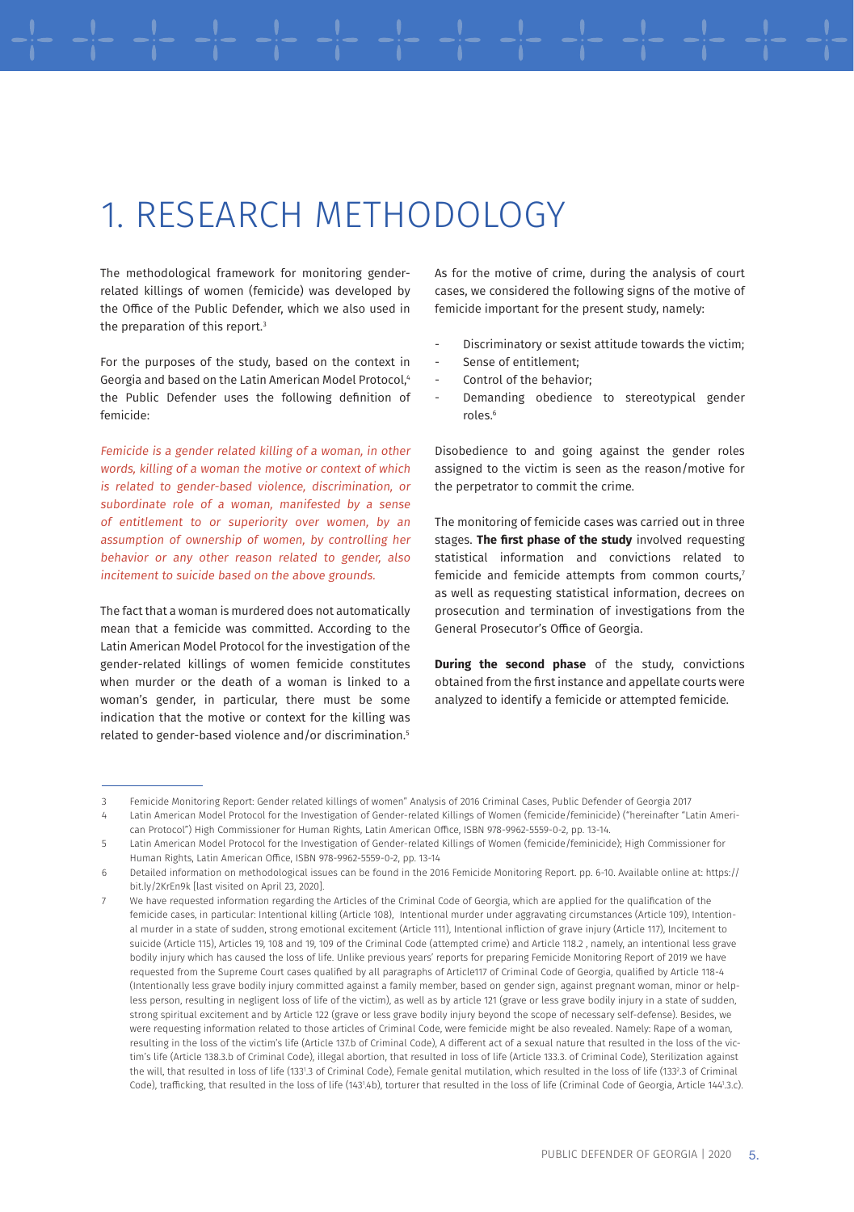# 1. RESEARCH METHODOLOGY

The methodological framework for monitoring gender-related killings of women (femicide) was developed by the Office of the Public Defender, which we also used in the preparation of this report.[3]

For the purposes of the study, based on the context in Georgia and based on the Latin American Model Protocol,[4] the Public Defender uses the following definition of femicide:

*Femicide is a gender related killing of a woman, in other words, killing of a woman the motive or context of which is related to gender-based violence, discrimination, or subordinate role of a woman, manifested by a sense of entitlement to or superiority over women, by an assumption of ownership of women, by controlling her behavior or any other reason related to gender, also incitement to suicide based on the above grounds.*

The fact that a woman is murdered does not automatically mean that a femicide was committed. According to the Latin American Model Protocol for the investigation of the gender-related killings of women femicide constitutes when murder or the death of a woman is linked to a woman's gender, in particular, there must be some indication that the motive or context for the killing was related to gender-based violence and/or discrimination.[5]

As for the motive of crime, during the analysis of court cases, we considered the following signs of the motive of femicide important for the present study, namely:

- Discriminatory or sexist attitude towards the victim;
- Sense of entitlement;
- Control of the behavior;
- Demanding obedience to stereotypical gender roles.[6]

Disobedience to and going against the gender roles assigned to the victim is seen as the reason/motive for the perpetrator to commit the crime.

The monitoring of femicide cases was carried out in three stages. **The first phase of the study** involved requesting statistical information and convictions related to femicide and femicide attempts from common courts,[7] as well as requesting statistical information, decrees on prosecution and termination of investigations from the General Prosecutor's Office of Georgia.

**During the second phase** of the study, convictions obtained from the first instance and appellate courts were analyzed to identify a femicide or attempted femicide.

---

3 Femicide Monitoring Report: Gender related killings of women" Analysis of 2016 Criminal Cases, Public Defender of Georgia 2017

4 Latin American Model Protocol for the Investigation of Gender-related Killings of Women (femicide/feminicide) ("hereinafter "Latin American Protocol") High Commissioner for Human Rights, Latin American Office, ISBN 978-9962-5559-0-2, pp. 13-14.

5 Latin American Model Protocol for the Investigation of Gender-related Killings of Women (femicide/feminicide); High Commissioner for Human Rights, Latin American Office, ISBN 978-9962-5559-0-2, pp. 13-14

6 Detailed information on methodological issues can be found in the 2016 Femicide Monitoring Report. pp. 6-10. Available online at: https://bit.ly/2KrEn9k [last visited on April 23, 2020].

7 We have requested information regarding the Articles of the Criminal Code of Georgia, which are applied for the qualification of the femicide cases, in particular: Intentional killing (Article 108), Intentional murder under aggravating circumstances (Article 109), Intentional murder in a state of sudden, strong emotional excitement (Article 111), Intentional infliction of grave injury (Article 117), Incitement to suicide (Article 115), Articles 19, 108 and 19, 109 of the Criminal Code (attempted crime) and Article 118.2 , namely, an intentional less grave bodily injury which has caused the loss of life. Unlike previous years' reports for preparing Femicide Monitoring Report of 2019 we have requested from the Supreme Court cases qualified by all paragraphs of Article117 of Criminal Code of Georgia, qualified by Article 118-4 (Intentionally less grave bodily injury committed against a family member, based on gender sign, against pregnant woman, minor or helpless person, resulting in negligent loss of life of the victim), as well as by article 121 (grave or less grave bodily injury in a state of sudden, strong spiritual excitement and by Article 122 (grave or less grave bodily injury beyond the scope of necessary self-defense). Besides, we were requesting information related to those articles of Criminal Code, were femicide might be also revealed. Namely: Rape of a woman, resulting in the loss of the victim's life (Article 137.b of Criminal Code), A different act of a sexual nature that resulted in the loss of the victim's life (Article 138.3.b of Criminal Code), illegal abortion, that resulted in loss of life (Article 133.3. of Criminal Code), Sterilization against the will, that resulted in loss of life (133[1].3 of Criminal Code), Female genital mutilation, which resulted in the loss of life (133[2].3 of Criminal Code), trafficking, that resulted in the loss of life (143[1].4b), torturer that resulted in the loss of life (Criminal Code of Georgia, Article 144[1].3.c).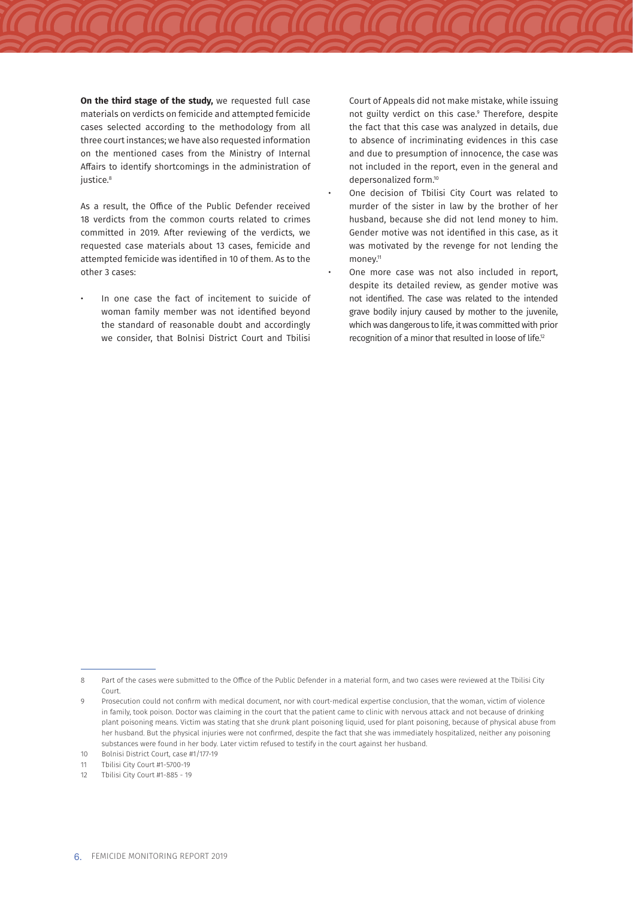**On the third stage of the study,** we requested full case materials on verdicts on femicide and attempted femicide cases selected according to the methodology from all three court instances; we have also requested information on the mentioned cases from the Ministry of Internal Affairs to identify shortcomings in the administration of justice.[8]

As a result, the Office of the Public Defender received 18 verdicts from the common courts related to crimes committed in 2019. After reviewing of the verdicts, we requested case materials about 13 cases, femicide and attempted femicide was identified in 10 of them. As to the other 3 cases:

- In one case the fact of incitement to suicide of woman family member was not identified beyond the standard of reasonable doubt and accordingly we consider, that Bolnisi District Court and Tbilisi Court of Appeals did not make mistake, while issuing not guilty verdict on this case.[9] Therefore, despite the fact that this case was analyzed in details, due to absence of incriminating evidences in this case and due to presumption of innocence, the case was not included in the report, even in the general and depersonalized form.[10]
- One decision of Tbilisi City Court was related to murder of the sister in law by the brother of her husband, because she did not lend money to him. Gender motive was not identified in this case, as it was motivated by the revenge for not lending the money.[11]
- One more case was not also included in report, despite its detailed review, as gender motive was not identified. The case was related to the intended grave bodily injury caused by mother to the juvenile, which was dangerous to life, it was committed with prior recognition of a minor that resulted in loose of life.[12]

---

8 Part of the cases were submitted to the Office of the Public Defender in a material form, and two cases were reviewed at the Tbilisi City Court.

9 Prosecution could not confirm with medical document, nor with court-medical expertise conclusion, that the woman, victim of violence in family, took poison. Doctor was claiming in the court that the patient came to clinic with nervous attack and not because of drinking plant poisoning means. Victim was stating that she drunk plant poisoning liquid, used for plant poisoning, because of physical abuse from her husband. But the physical injuries were not confirmed, despite the fact that she was immediately hospitalized, neither any poisoning substances were found in her body. Later victim refused to testify in the court against her husband.

10 Bolnisi District Court, case #1/177-19

11 Tbilisi City Court #1-5700-19

12 Tbilisi City Court #1-885 - 19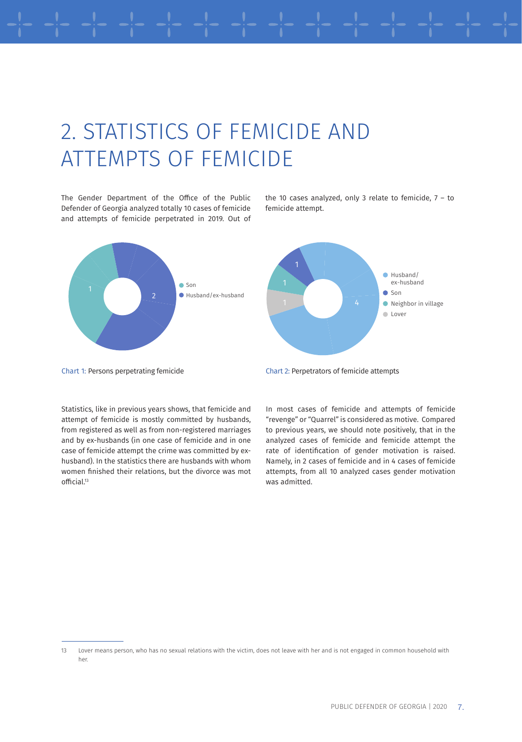# 2. STATISTICS OF FEMICIDE AND ATTEMPTS OF FEMICIDE

The Gender Department of the Office of the Public Defender of Georgia analyzed totally 10 cases of femicide and attempts of femicide perpetrated in 2019. Out of the 10 cases analyzed, only 3 relate to femicide, 7 – to femicide attempt.

Chart 1: Persons perpetrating femicide

Chart 2: Perpetrators of femicide attempts

Statistics, like in previous years shows, that femicide and attempt of femicide is mostly committed by husbands, from registered as well as from non-registered marriages and by ex-husbands (in one case of femicide and in one case of femicide attempt the crime was committed by ex-husband). In the statistics there are husbands with whom women finished their relations, but the divorce was mot official.[13]

In most cases of femicide and attempts of femicide "revenge" or "Quarrel" is considered as motive. Compared to previous years, we should note positively, that in the analyzed cases of femicide and femicide attempt the rate of identification of gender motivation is raised. Namely, in 2 cases of femicide and in 4 cases of femicide attempts, from all 10 analyzed cases gender motivation was admitted.

13 Lover means person, who has no sexual relations with the victim, does not leave with her and is not engaged in common household with her.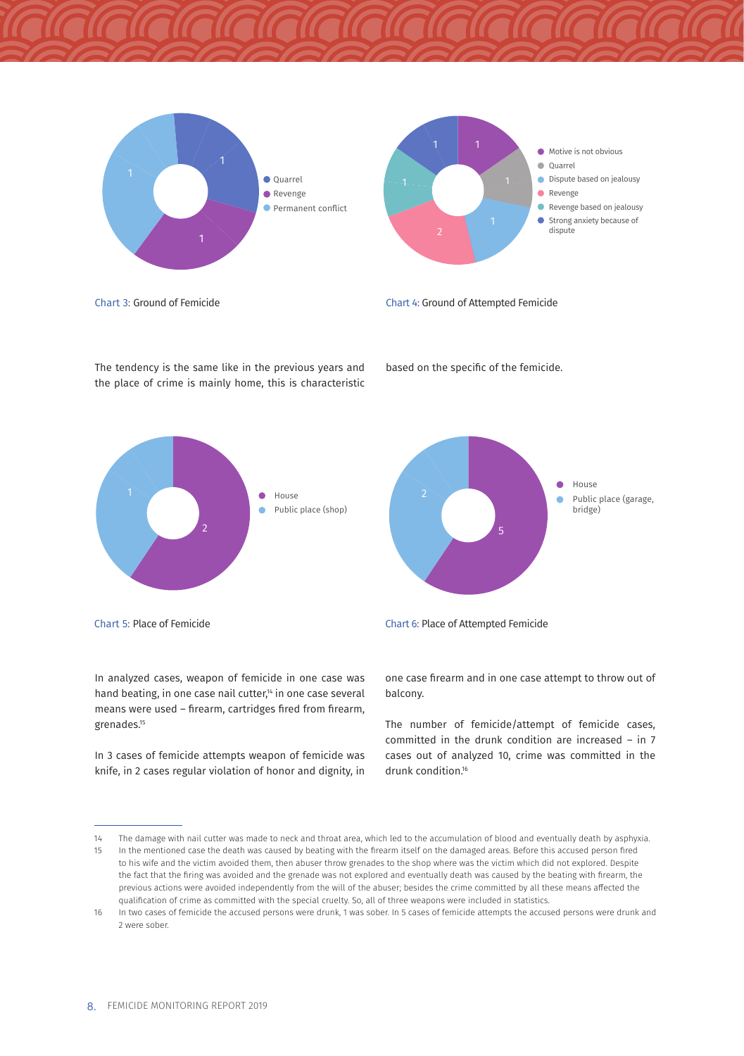Quarrel
Revenge
Permanent conflict

Chart 3: Ground of Femicide

Motive is not obvious
Quarrel
Dispute based on jealousy
Revenge
Revenge based on jealousy
Strong anxiety because of dispute

Chart 4: Ground of Attempted Femicide

The tendency is the same like in the previous years and the place of crime is mainly home, this is characteristic based on the specific of the femicide.

House
Public place (shop)

Chart 5: Place of Femicide

House
Public place (garage, bridge)

Chart 6: Place of Attempted Femicide

In analyzed cases, weapon of femicide in one case was hand beating, in one case nail cutter,[14] in one case several means were used – firearm, cartridges fired from firearm, grenades.[15]

In 3 cases of femicide attempts weapon of femicide was knife, in 2 cases regular violation of honor and dignity, in one case firearm and in one case attempt to throw out of balcony.

The number of femicide/attempt of femicide cases, committed in the drunk condition are increased – in 7 cases out of analyzed 10, crime was committed in the drunk condition.[16]

---

14 The damage with nail cutter was made to neck and throat area, which led to the accumulation of blood and eventually death by asphyxia.

15 In the mentioned case the death was caused by beating with the firearm itself on the damaged areas. Before this accused person fired to his wife and the victim avoided them, then abuser throw grenades to the shop where was the victim which did not explored. Despite the fact that the firing was avoided and the grenade was not explored and eventually death was caused by the beating with firearm, the previous actions were avoided independently from the will of the abuser; besides the crime committed by all these means affected the qualification of crime as committed with the special cruelty. So, all of three weapons were included in statistics.

16 In two cases of femicide the accused persons were drunk, 1 was sober. In 5 cases of femicide attempts the accused persons were drunk and 2 were sober.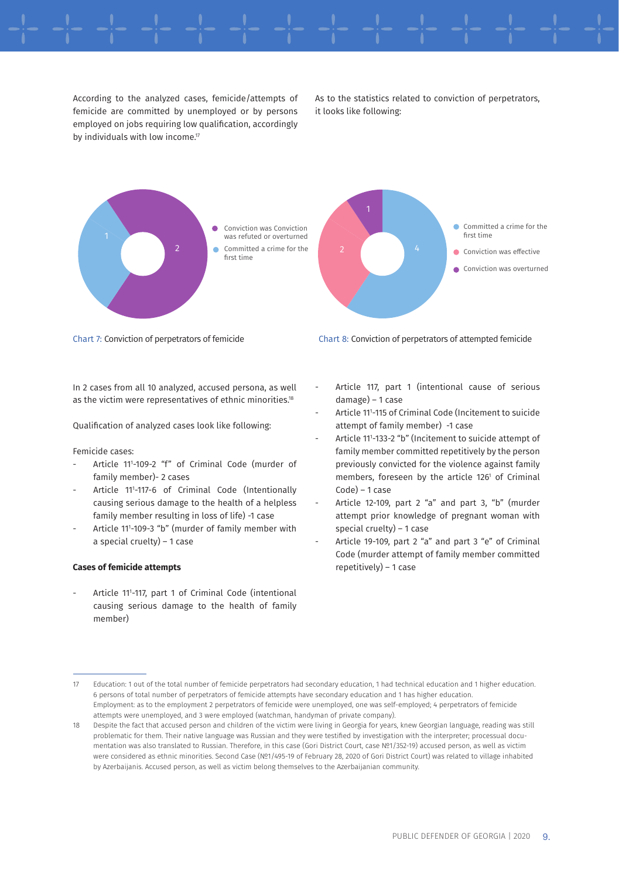According to the analyzed cases, femicide/attempts of femicide are committed by unemployed or by persons employed on jobs requiring low qualification, accordingly by individuals with low income.[17]

As to the statistics related to conviction of perpetrators, it looks like following:

Chart 7: Conviction of perpetrators of femicide

Chart 8: Conviction of perpetrators of attempted femicide

In 2 cases from all 10 analyzed, accused persona, as well as the victim were representatives of ethnic minorities.[18]

Qualification of analyzed cases look like following:

Femicide cases:

- Article 11[1]-109-2 "f" of Criminal Code (murder of family member)- 2 cases
- Article 11[1]-117-6 of Criminal Code (Intentionally causing serious damage to the health of a helpless family member resulting in loss of life) -1 case
- Article 11[1]-109-3 "b" (murder of family member with a special cruelty) – 1 case

**Cases of femicide attempts**

- Article 11[1]-117, part 1 of Criminal Code (intentional causing serious damage to the health of family member)
- Article 117, part 1 (intentional cause of serious damage) – 1 case
- Article 11[1]-115 of Criminal Code (Incitement to suicide attempt of family member) -1 case
- Article 11[1]-133-2 "b" (Incitement to suicide attempt of family member committed repetitively by the person previously convicted for the violence against family members, foreseen by the article 126[1] of Criminal Code) – 1 case
- Article 12-109, part 2 "a" and part 3, "b" (murder attempt prior knowledge of pregnant woman with special cruelty) – 1 case
- Article 19-109, part 2 "a" and part 3 "e" of Criminal Code (murder attempt of family member committed repetitively) – 1 case

---

17 Education: 1 out of the total number of femicide perpetrators had secondary education, 1 had technical education and 1 higher education. 6 persons of total number of perpetrators of femicide attempts have secondary education and 1 has higher education. Employment: as to the employment 2 perpetrators of femicide were unemployed, one was self-employed; 4 perpetrators of femicide attempts were unemployed, and 3 were employed (watchman, handyman of private company).

18 Despite the fact that accused person and children of the victim were living in Georgia for years, knew Georgian language, reading was still problematic for them. Their native language was Russian and they were testified by investigation with the interpreter; processual documentation was also translated to Russian. Therefore, in this case (Gori District Court, case №1/352-19) accused person, as well as victim were considered as ethnic minorities. Second Case (№1/495-19 of February 28, 2020 of Gori District Court) was related to village inhabited by Azerbaijanis. Accused person, as well as victim belong themselves to the Azerbaijanian community.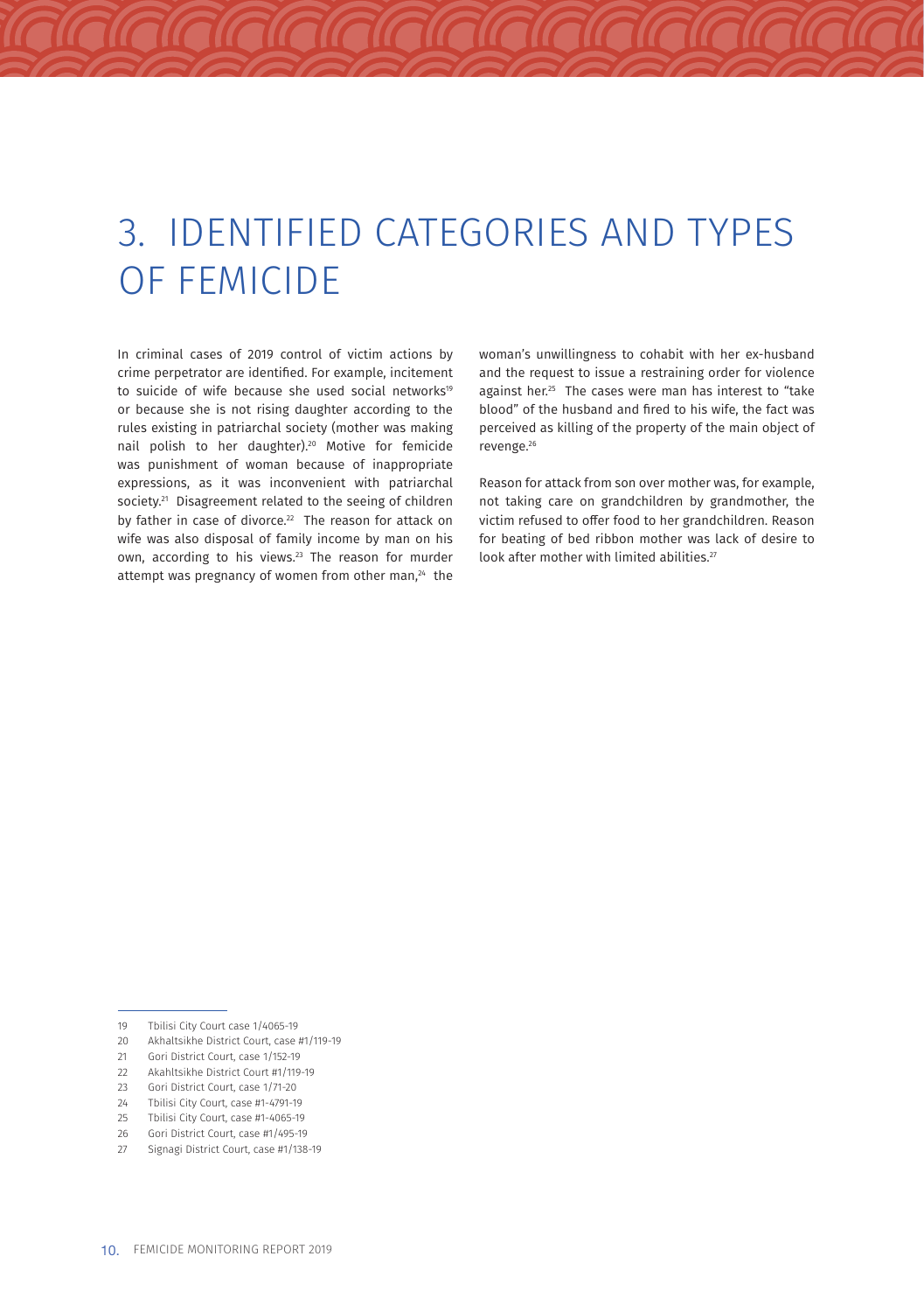# 3. IDENTIFIED CATEGORIES AND TYPES OF FEMICIDE

In criminal cases of 2019 control of victim actions by crime perpetrator are identified. For example, incitement to suicide of wife because she used social networks[19] or because she is not rising daughter according to the rules existing in patriarchal society (mother was making nail polish to her daughter).[20] Motive for femicide was punishment of woman because of inappropriate expressions, as it was inconvenient with patriarchal society.[21] Disagreement related to the seeing of children by father in case of divorce.[22] The reason for attack on wife was also disposal of family income by man on his own, according to his views.[23] The reason for murder attempt was pregnancy of women from other man,[24] the woman's unwillingness to cohabit with her ex-husband and the request to issue a restraining order for violence against her.[25] The cases were man has interest to "take blood" of the husband and fired to his wife, the fact was perceived as killing of the property of the main object of revenge.[26]

Reason for attack from son over mother was, for example, not taking care on grandchildren by grandmother, the victim refused to offer food to her grandchildren. Reason for beating of bed ribbon mother was lack of desire to look after mother with limited abilities.[27]

---

19 Tbilisi City Court case 1/4065-19

20 Akhaltsikhe District Court, case #1/119-19

21 Gori District Court, case 1/152-19

22 Akahltsikhe District Court #1/119-19

23 Gori District Court, case 1/71-20

24 Tbilisi City Court, case #1-4791-19

25 Tbilisi City Court, case #1-4065-19

26 Gori District Court, case #1/495-19

27 Signagi District Court, case #1/138-19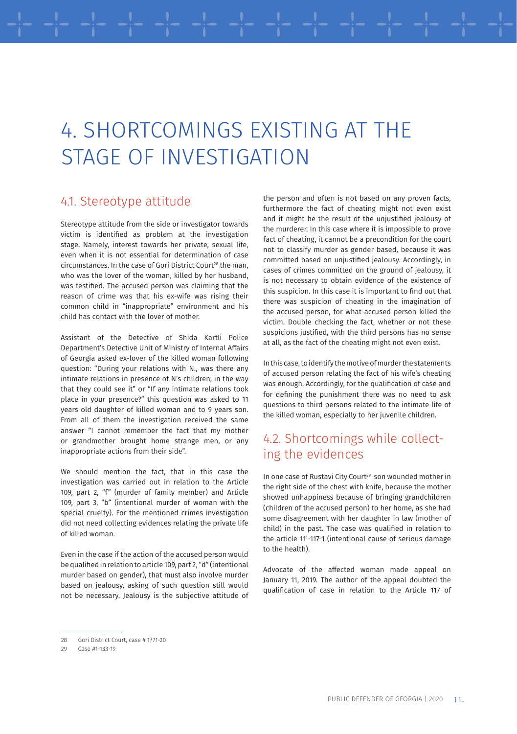# 4. SHORTCOMINGS EXISTING AT THE STAGE OF INVESTIGATION

## 4.1. Stereotype attitude

Stereotype attitude from the side or investigator towards victim is identified as problem at the investigation stage. Namely, interest towards her private, sexual life, even when it is not essential for determination of case circumstances. In the case of Gori District Court[28] the man, who was the lover of the woman, killed by her husband, was testified. The accused person was claiming that the reason of crime was that his ex-wife was rising their common child in "inappropriate" environment and his child has contact with the lover of mother.

Assistant of the Detective of Shida Kartli Police Department's Detective Unit of Ministry of Internal Affairs of Georgia asked ex-lover of the killed woman following question: "During your relations with N., was there any intimate relations in presence of N's children, in the way that they could see it" or "If any intimate relations took place in your presence?" this question was asked to 11 years old daughter of killed woman and to 9 years son. From all of them the investigation received the same answer "I cannot remember the fact that my mother or grandmother brought home strange men, or any inappropriate actions from their side".

We should mention the fact, that in this case the investigation was carried out in relation to the Article 109, part 2, "f" (murder of family member) and Article 109, part 3, "b" (intentional murder of woman with the special cruelty). For the mentioned crimes investigation did not need collecting evidences relating the private life of killed woman.

Even in the case if the action of the accused person would be qualified in relation to article 109, part 2, "d" (intentional murder based on gender), that must also involve murder based on jealousy, asking of such question still would not be necessary. Jealousy is the subjective attitude of the person and often is not based on any proven facts, furthermore the fact of cheating might not even exist and it might be the result of the unjustified jealousy of the murderer. In this case where it is impossible to prove fact of cheating, it cannot be a precondition for the court not to classify murder as gender based, because it was committed based on unjustified jealousy. Accordingly, in cases of crimes committed on the ground of jealousy, it is not necessary to obtain evidence of the existence of this suspicion. In this case it is important to find out that there was suspicion of cheating in the imagination of the accused person, for what accused person killed the victim. Double checking the fact, whether or not these suspicions justified, with the third persons has no sense at all, as the fact of the cheating might not even exist.

In this case, to identify the motive of murder the statements of accused person relating the fact of his wife's cheating was enough. Accordingly, for the qualification of case and for defining the punishment there was no need to ask questions to third persons related to the intimate life of the killed woman, especially to her juvenile children.

## 4.2. Shortcomings while collecting the evidences

In one case of Rustavi City Court[29] son wounded mother in the right side of the chest with knife, because the mother showed unhappiness because of bringing grandchildren (children of the accused person) to her home, as she had some disagreement with her daughter in law (mother of child) in the past. The case was qualified in relation to the article 11[1]-117-1 (intentional cause of serious damage to the health).

Advocate of the affected woman made appeal on January 11, 2019. The author of the appeal doubted the qualification of case in relation to the Article 117 of

---

[28] Gori District Court, case # 1/71-20

[29] Case #1-133-19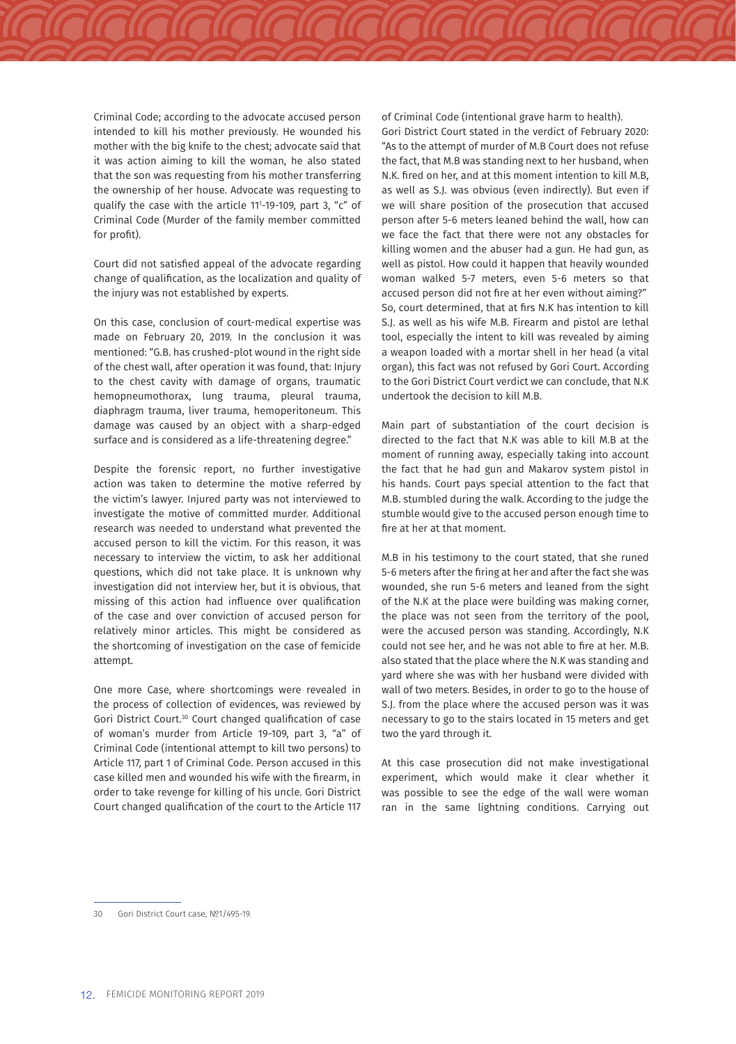Criminal Code; according to the advocate accused person intended to kill his mother previously. He wounded his mother with the big knife to the chest; advocate said that it was action aiming to kill the woman, he also stated that the son was requesting from his mother transferring the ownership of her house. Advocate was requesting to qualify the case with the article 11[1]-19-109, part 3, "c" of Criminal Code (Murder of the family member committed for profit).

Court did not satisfied appeal of the advocate regarding change of qualification, as the localization and quality of the injury was not established by experts.

On this case, conclusion of court-medical expertise was made on February 20, 2019. In the conclusion it was mentioned: "G.B. has crushed-plot wound in the right side of the chest wall, after operation it was found, that: Injury to the chest cavity with damage of organs, traumatic hemopneumothorax, lung trauma, pleural trauma, diaphragm trauma, liver trauma, hemoperitoneum. This damage was caused by an object with a sharp-edged surface and is considered as a life-threatening degree."

Despite the forensic report, no further investigative action was taken to determine the motive referred by the victim's lawyer. Injured party was not interviewed to investigate the motive of committed murder. Additional research was needed to understand what prevented the accused person to kill the victim. For this reason, it was necessary to interview the victim, to ask her additional questions, which did not take place. It is unknown why investigation did not interview her, but it is obvious, that missing of this action had influence over qualification of the case and over conviction of accused person for relatively minor articles. This might be considered as the shortcoming of investigation on the case of femicide attempt.

One more Case, where shortcomings were revealed in the process of collection of evidences, was reviewed by Gori District Court.[30] Court changed qualification of case of woman's murder from Article 19-109, part 3, "a" of Criminal Code (intentional attempt to kill two persons) to Article 117, part 1 of Criminal Code. Person accused in this case killed men and wounded his wife with the firearm, in order to take revenge for killing of his uncle. Gori District Court changed qualification of the court to the Article 117 of Criminal Code (intentional grave harm to health).

Gori District Court stated in the verdict of February 2020: "As to the attempt of murder of M.B Court does not refuse the fact, that M.B was standing next to her husband, when N.K. fired on her, and at this moment intention to kill M.B, as well as S.J. was obvious (even indirectly). But even if we will share position of the prosecution that accused person after 5-6 meters leaned behind the wall, how can we face the fact that there were not any obstacles for killing women and the abuser had a gun. He had gun, as well as pistol. How could it happen that heavily wounded woman walked 5-7 meters, even 5-6 meters so that accused person did not fire at her even without aiming?" So, court determined, that at firs N.K has intention to kill S.J. as well as his wife M.B. Firearm and pistol are lethal tool, especially the intent to kill was revealed by aiming a weapon loaded with a mortar shell in her head (a vital organ), this fact was not refused by Gori Court. According to the Gori District Court verdict we can conclude, that N.K undertook the decision to kill M.B.

Main part of substantiation of the court decision is directed to the fact that N.K was able to kill M.B at the moment of running away, especially taking into account the fact that he had gun and Makarov system pistol in his hands. Court pays special attention to the fact that M.B. stumbled during the walk. According to the judge the stumble would give to the accused person enough time to fire at her at that moment.

M.B in his testimony to the court stated, that she runed 5-6 meters after the firing at her and after the fact she was wounded, she run 5-6 meters and leaned from the sight of the N.K at the place were building was making corner, the place was not seen from the territory of the pool, were the accused person was standing. Accordingly, N.K could not see her, and he was not able to fire at her. M.B. also stated that the place where the N.K was standing and yard where she was with her husband were divided with wall of two meters. Besides, in order to go to the house of S.J. from the place where the accused person was it was necessary to go to the stairs located in 15 meters and get two the yard through it.

At this case prosecution did not make investigational experiment, which would make it clear whether it was possible to see the edge of the wall were woman ran in the same lightning conditions. Carrying out

---

30 Gori District Court case, №1/495-19.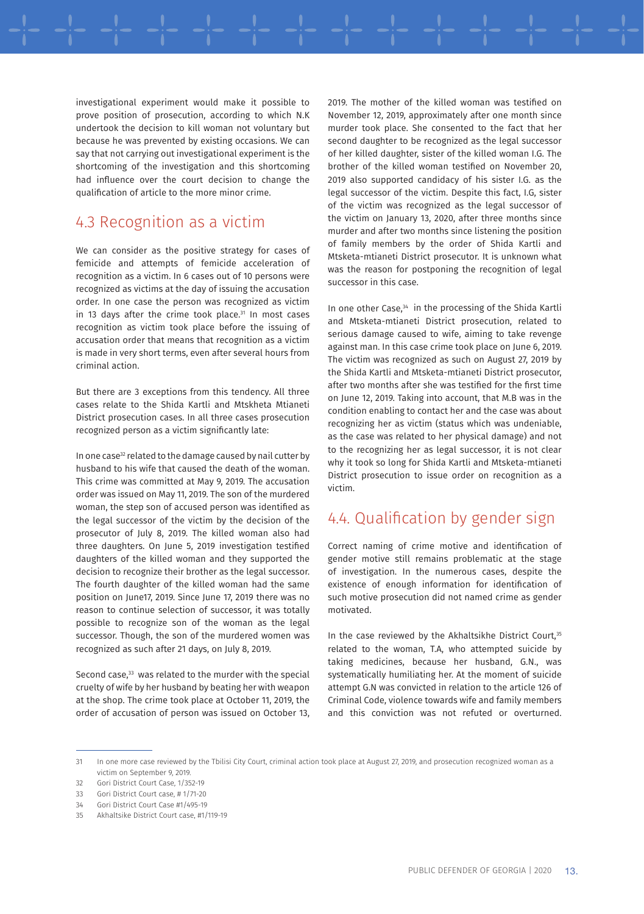investigational experiment would make it possible to prove position of prosecution, according to which N.K undertook the decision to kill woman not voluntary but because he was prevented by existing occasions. We can say that not carrying out investigational experiment is the shortcoming of the investigation and this shortcoming had influence over the court decision to change the qualification of article to the more minor crime.

## 4.3 Recognition as a victim

We can consider as the positive strategy for cases of femicide and attempts of femicide acceleration of recognition as a victim. In 6 cases out of 10 persons were recognized as victims at the day of issuing the accusation order. In one case the person was recognized as victim in 13 days after the crime took place.[31] In most cases recognition as victim took place before the issuing of accusation order that means that recognition as a victim is made in very short terms, even after several hours from criminal action.

But there are 3 exceptions from this tendency. All three cases relate to the Shida Kartli and Mtskheta Mtianeti District prosecution cases. In all three cases prosecution recognized person as a victim significantly late:

In one case[32] related to the damage caused by nail cutter by husband to his wife that caused the death of the woman. This crime was committed at May 9, 2019. The accusation order was issued on May 11, 2019. The son of the murdered woman, the step son of accused person was identified as the legal successor of the victim by the decision of the prosecutor of July 8, 2019. The killed woman also had three daughters. On June 5, 2019 investigation testified daughters of the killed woman and they supported the decision to recognize their brother as the legal successor. The fourth daughter of the killed woman had the same position on June17, 2019. Since June 17, 2019 there was no reason to continue selection of successor, it was totally possible to recognize son of the woman as the legal successor. Though, the son of the murdered women was recognized as such after 21 days, on July 8, 2019.

Second case,[33] was related to the murder with the special cruelty of wife by her husband by beating her with weapon at the shop. The crime took place at October 11, 2019, the order of accusation of person was issued on October 13, 2019. The mother of the killed woman was testified on November 12, 2019, approximately after one month since murder took place. She consented to the fact that her second daughter to be recognized as the legal successor of her killed daughter, sister of the killed woman I.G. The brother of the killed woman testified on November 20, 2019 also supported candidacy of his sister I.G. as the legal successor of the victim. Despite this fact, I.G, sister of the victim was recognized as the legal successor of the victim on January 13, 2020, after three months since murder and after two months since listening the position of family members by the order of Shida Kartli and Mtsketa-mtianeti District prosecutor. It is unknown what was the reason for postponing the recognition of legal successor in this case.

In one other Case,[34] in the processing of the Shida Kartli and Mtsketa-mtianeti District prosecution, related to serious damage caused to wife, aiming to take revenge against man. In this case crime took place on June 6, 2019. The victim was recognized as such on August 27, 2019 by the Shida Kartli and Mtsketa-mtianeti District prosecutor, after two months after she was testified for the first time on June 12, 2019. Taking into account, that M.B was in the condition enabling to contact her and the case was about recognizing her as victim (status which was undeniable, as the case was related to her physical damage) and not to the recognizing her as legal successor, it is not clear why it took so long for Shida Kartli and Mtsketa-mtianeti District prosecution to issue order on recognition as a victim.

## 4.4. Qualification by gender sign

Correct naming of crime motive and identification of gender motive still remains problematic at the stage of investigation. In the numerous cases, despite the existence of enough information for identification of such motive prosecution did not named crime as gender motivated.

In the case reviewed by the Akhaltsikhe District Court,[35] related to the woman, T.A, who attempted suicide by taking medicines, because her husband, G.N., was systematically humiliating her. At the moment of suicide attempt G.N was convicted in relation to the article 126 of Criminal Code, violence towards wife and family members and this conviction was not refuted or overturned.

---

31 In one more case reviewed by the Tbilisi City Court, criminal action took place at August 27, 2019, and prosecution recognized woman as a victim on September 9, 2019.

32 Gori District Court Case, 1/352-19

33 Gori District Court case, # 1/71-20

34 Gori District Court Case #1/495-19

35 Akhaltsike District Court case, #1/119-19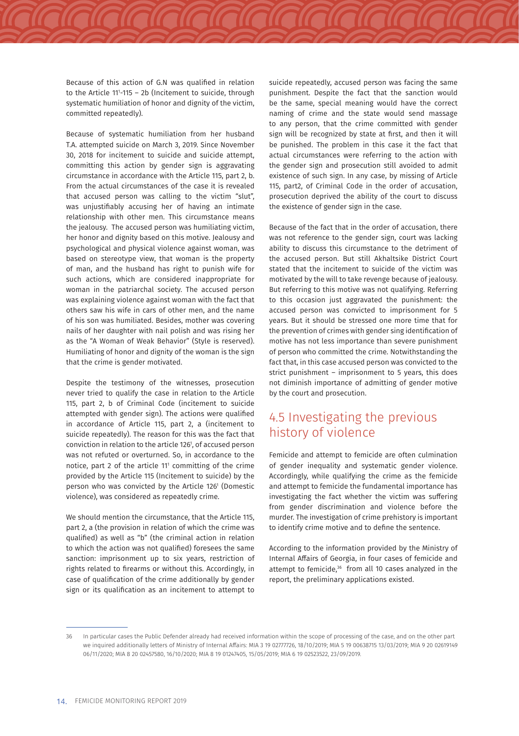Because of this action of G.N was qualified in relation to the Article 11[1]-115 – 2b (Incitement to suicide, through systematic humiliation of honor and dignity of the victim, committed repeatedly).

Because of systematic humiliation from her husband T.A. attempted suicide on March 3, 2019. Since November 30, 2018 for incitement to suicide and suicide attempt, committing this action by gender sign is aggravating circumstance in accordance with the Article 115, part 2, b. From the actual circumstances of the case it is revealed that accused person was calling to the victim "slut", was unjustifiably accusing her of having an intimate relationship with other men. This circumstance means the jealousy. The accused person was humiliating victim, her honor and dignity based on this motive. Jealousy and psychological and physical violence against woman, was based on stereotype view, that woman is the property of man, and the husband has right to punish wife for such actions, which are considered inappropriate for woman in the patriarchal society. The accused person was explaining violence against woman with the fact that others saw his wife in cars of other men, and the name of his son was humiliated. Besides, mother was covering nails of her daughter with nail polish and was rising her as the "A Woman of Weak Behavior" (Style is reserved). Humiliating of honor and dignity of the woman is the sign that the crime is gender motivated.

Despite the testimony of the witnesses, prosecution never tried to qualify the case in relation to the Article 115, part 2, b of Criminal Code (incitement to suicide attempted with gender sign). The actions were qualified in accordance of Article 115, part 2, a (incitement to suicide repeatedly). The reason for this was the fact that conviction in relation to the article 126[1], of accused person was not refuted or overturned. So, in accordance to the notice, part 2 of the article 11[1] committing of the crime provided by the Article 115 (Incitement to suicide) by the person who was convicted by the Article 126[1] (Domestic violence), was considered as repeatedly crime.

We should mention the circumstance, that the Article 115, part 2, a (the provision in relation of which the crime was qualified) as well as "b" (the criminal action in relation to which the action was not qualified) foresees the same sanction: imprisonment up to six years, restriction of rights related to firearms or without this. Accordingly, in case of qualification of the crime additionally by gender sign or its qualification as an incitement to attempt to suicide repeatedly, accused person was facing the same punishment. Despite the fact that the sanction would be the same, special meaning would have the correct naming of crime and the state would send massage to any person, that the crime committed with gender sign will be recognized by state at first, and then it will be punished. The problem in this case it the fact that actual circumstances were referring to the action with the gender sign and prosecution still avoided to admit existence of such sign. In any case, by missing of Article 115, part2, of Criminal Code in the order of accusation, prosecution deprived the ability of the court to discuss the existence of gender sign in the case.

Because of the fact that in the order of accusation, there was not reference to the gender sign, court was lacking ability to discuss this circumstance to the detriment of the accused person. But still Akhaltsike District Court stated that the incitement to suicide of the victim was motivated by the will to take revenge because of jealousy. But referring to this motive was not qualifying. Referring to this occasion just aggravated the punishment: the accused person was convicted to imprisonment for 5 years. But it should be stressed one more time that for the prevention of crimes with gender sing identification of motive has not less importance than severe punishment of person who committed the crime. Notwithstanding the fact that, in this case accused person was convicted to the strict punishment – imprisonment to 5 years, this does not diminish importance of admitting of gender motive by the court and prosecution.

## 4.5 Investigating the previous history of violence

Femicide and attempt to femicide are often culmination of gender inequality and systematic gender violence. Accordingly, while qualifying the crime as the femicide and attempt to femicide the fundamental importance has investigating the fact whether the victim was suffering from gender discrimination and violence before the murder. The investigation of crime prehistory is important to identify crime motive and to define the sentence.

According to the information provided by the Ministry of Internal Affairs of Georgia, in four cases of femicide and attempt to femicide,[36] from all 10 cases analyzed in the report, the preliminary applications existed.

---

[36] In particular cases the Public Defender already had received information within the scope of processing of the case, and on the other part we inquired additionally letters of Ministry of Internal Affairs: MIA 3 19 02777726, 18/10/2019; MIA 5 19 00638715 13/03/2019; MIA 9 20 02619149 06/11/2020; MIA 8 20 02457580, 16/10/2020; MIA 8 19 01247405, 15/05/2019; MIA 6 19 02523522, 23/09/2019.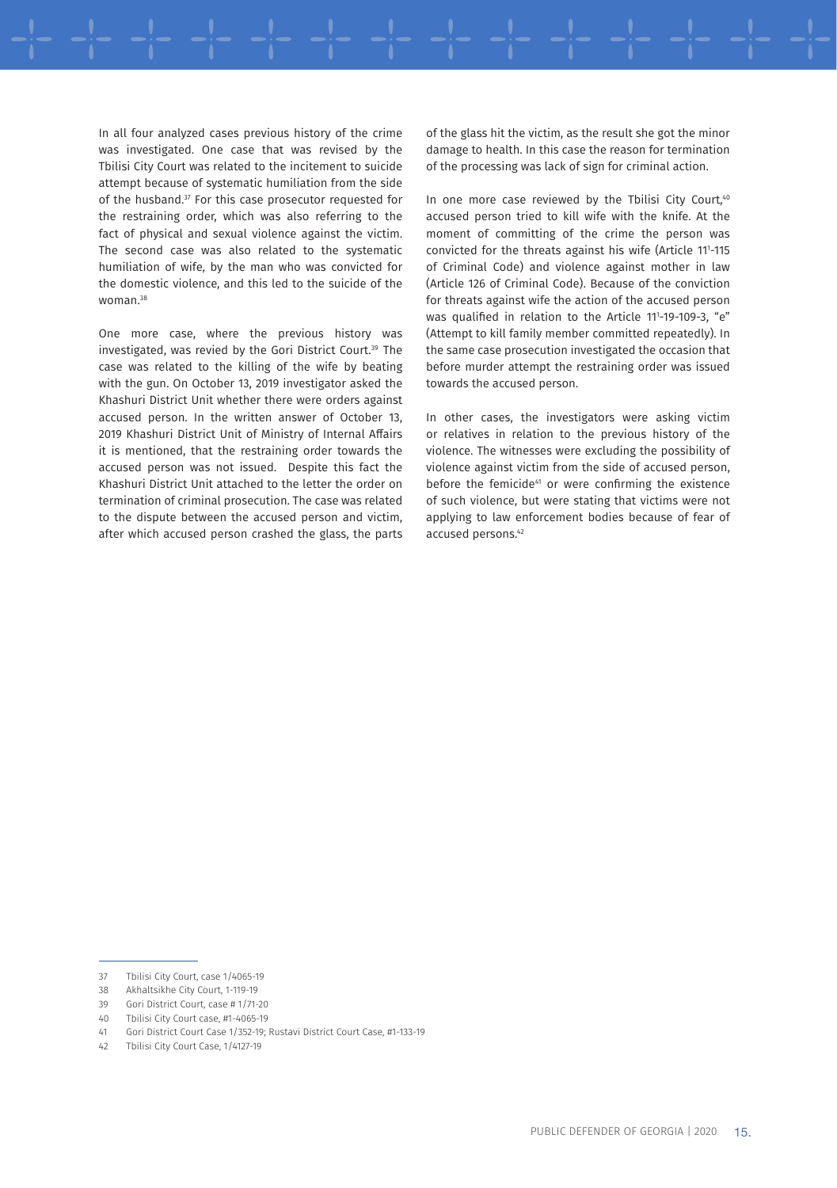In all four analyzed cases previous history of the crime was investigated. One case that was revised by the Tbilisi City Court was related to the incitement to suicide attempt because of systematic humiliation from the side of the husband.[37] For this case prosecutor requested for the restraining order, which was also referring to the fact of physical and sexual violence against the victim. The second case was also related to the systematic humiliation of wife, by the man who was convicted for the domestic violence, and this led to the suicide of the woman.[38]

One more case, where the previous history was investigated, was revied by the Gori District Court.[39] The case was related to the killing of the wife by beating with the gun. On October 13, 2019 investigator asked the Khashuri District Unit whether there were orders against accused person. In the written answer of October 13, 2019 Khashuri District Unit of Ministry of Internal Affairs it is mentioned, that the restraining order towards the accused person was not issued. Despite this fact the Khashuri District Unit attached to the letter the order on termination of criminal prosecution. The case was related to the dispute between the accused person and victim, after which accused person crashed the glass, the parts of the glass hit the victim, as the result she got the minor damage to health. In this case the reason for termination of the processing was lack of sign for criminal action.

In one more case reviewed by the Tbilisi City Court,[40] accused person tried to kill wife with the knife. At the moment of committing of the crime the person was convicted for the threats against his wife (Article 11$^1$-115 of Criminal Code) and violence against mother in law (Article 126 of Criminal Code). Because of the conviction for threats against wife the action of the accused person was qualified in relation to the Article 11$^1$-19-109-3, "e" (Attempt to kill family member committed repeatedly). In the same case prosecution investigated the occasion that before murder attempt the restraining order was issued towards the accused person.

In other cases, the investigators were asking victim or relatives in relation to the previous history of the violence. The witnesses were excluding the possibility of violence against victim from the side of accused person, before the femicide[41] or were confirming the existence of such violence, but were stating that victims were not applying to law enforcement bodies because of fear of accused persons.[42]

---

37 Tbilisi City Court, case 1/4065-19

38 Akhaltsikhe City Court, 1-119-19

39 Gori District Court, case # 1/71-20

40 Tbilisi City Court case, #1-4065-19

41 Gori District Court Case 1/352-19; Rustavi District Court Case, #1-133-19

42 Tbilisi City Court Case, 1/4127-19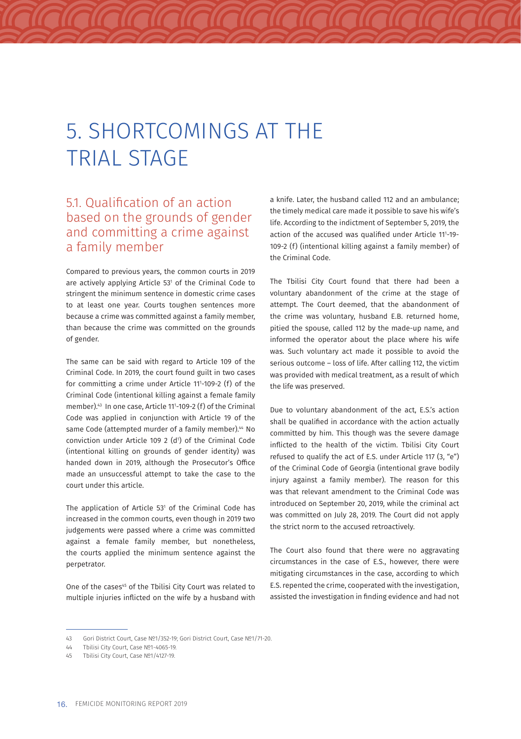# 5. SHORTCOMINGS AT THE TRIAL STAGE

## 5.1. Qualification of an action based on the grounds of gender and committing a crime against a family member

Compared to previous years, the common courts in 2019 are actively applying Article 53[1] of the Criminal Code to stringent the minimum sentence in domestic crime cases to at least one year. Courts toughen sentences more because a crime was committed against a family member, than because the crime was committed on the grounds of gender.

The same can be said with regard to Article 109 of the Criminal Code. In 2019, the court found guilt in two cases for committing a crime under Article 11[1]-109-2 (f) of the Criminal Code (intentional killing against a female family member).[43] In one case, Article 11[1]-109-2 (f) of the Criminal Code was applied in conjunction with Article 19 of the same Code (attempted murder of a family member).[44] No conviction under Article 109 2 (d[1]) of the Criminal Code (intentional killing on grounds of gender identity) was handed down in 2019, although the Prosecutor's Office made an unsuccessful attempt to take the case to the court under this article.

The application of Article 53[1] of the Criminal Code has increased in the common courts, even though in 2019 two judgements were passed where a crime was committed against a female family member, but nonetheless, the courts applied the minimum sentence against the perpetrator.

One of the cases[45] of the Tbilisi City Court was related to multiple injuries inflicted on the wife by a husband with a knife. Later, the husband called 112 and an ambulance; the timely medical care made it possible to save his wife's life. According to the indictment of September 5, 2019, the action of the accused was qualified under Article 11[1]-19-109-2 (f) (intentional killing against a family member) of the Criminal Code.

The Tbilisi City Court found that there had been a voluntary abandonment of the crime at the stage of attempt. The Court deemed, that the abandonment of the crime was voluntary, husband E.B. returned home, pitied the spouse, called 112 by the made-up name, and informed the operator about the place where his wife was. Such voluntary act made it possible to avoid the serious outcome – loss of life. After calling 112, the victim was provided with medical treatment, as a result of which the life was preserved.

Due to voluntary abandonment of the act, E.S.'s action shall be qualified in accordance with the action actually committed by him. This though was the severe damage inflicted to the health of the victim. Tbilisi City Court refused to qualify the act of E.S. under Article 117 (3, "e") of the Criminal Code of Georgia (intentional grave bodily injury against a family member). The reason for this was that relevant amendment to the Criminal Code was introduced on September 20, 2019, while the criminal act was committed on July 28, 2019. The Court did not apply the strict norm to the accused retroactively.

The Court also found that there were no aggravating circumstances in the case of E.S., however, there were mitigating circumstances in the case, according to which E.S. repented the crime, cooperated with the investigation, assisted the investigation in finding evidence and had not

---

43 Gori District Court, Case №1/352-19; Gori District Court, Case №1/71-20.

44 Tbilisi City Court, Case №1-4065-19.

45 Tbilisi City Court, Case №1/4127-19.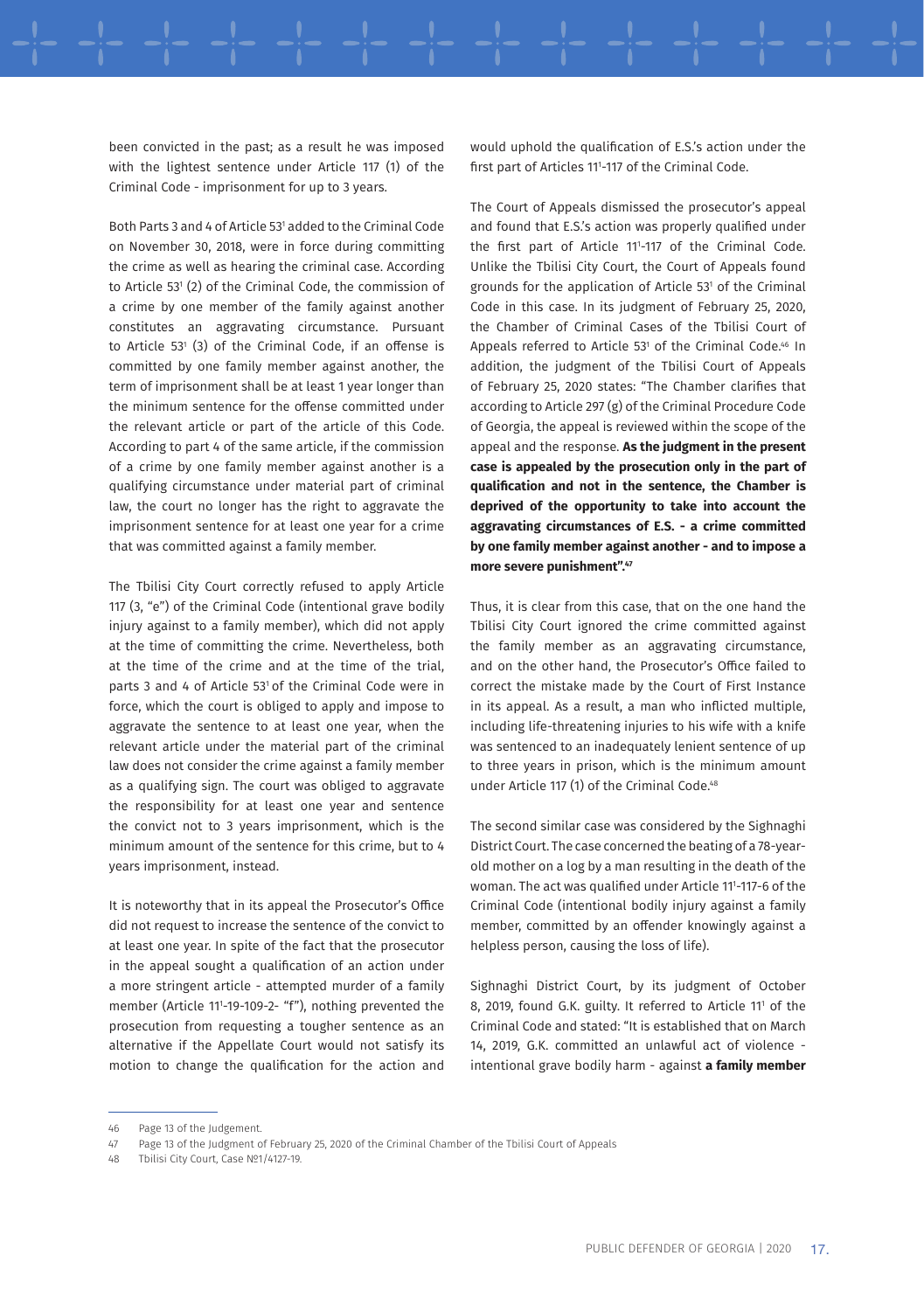been convicted in the past; as a result he was imposed with the lightest sentence under Article 117 (1) of the Criminal Code - imprisonment for up to 3 years.

Both Parts 3 and 4 of Article $53^1$ added to the Criminal Code on November 30, 2018, were in force during committing the crime as well as hearing the criminal case. According to Article $53^1$ (2) of the Criminal Code, the commission of a crime by one member of the family against another constitutes an aggravating circumstance. Pursuant to Article $53^1$ (3) of the Criminal Code, if an offense is committed by one family member against another, the term of imprisonment shall be at least 1 year longer than the minimum sentence for the offense committed under the relevant article or part of the article of this Code. According to part 4 of the same article, if the commission of a crime by one family member against another is a qualifying circumstance under material part of criminal law, the court no longer has the right to aggravate the imprisonment sentence for at least one year for a crime that was committed against a family member.

The Tbilisi City Court correctly refused to apply Article 117 (3, "e") of the Criminal Code (intentional grave bodily injury against to a family member), which did not apply at the time of committing the crime. Nevertheless, both at the time of the crime and at the time of the trial, parts 3 and 4 of Article $53^1$ of the Criminal Code were in force, which the court is obliged to apply and impose to aggravate the sentence to at least one year, when the relevant article under the material part of the criminal law does not consider the crime against a family member as a qualifying sign. The court was obliged to aggravate the responsibility for at least one year and sentence the convict not to 3 years imprisonment, which is the minimum amount of the sentence for this crime, but to 4 years imprisonment, instead.

It is noteworthy that in its appeal the Prosecutor's Office did not request to increase the sentence of the convict to at least one year. In spite of the fact that the prosecutor in the appeal sought a qualification of an action under a more stringent article - attempted murder of a family member (Article $11^1$-19-109-2- "f"), nothing prevented the prosecution from requesting a tougher sentence as an alternative if the Appellate Court would not satisfy its motion to change the qualification for the action and would uphold the qualification of E.S.'s action under the first part of Articles $11^1$-117 of the Criminal Code.

The Court of Appeals dismissed the prosecutor's appeal and found that E.S.'s action was properly qualified under the first part of Article $11^1$-117 of the Criminal Code. Unlike the Tbilisi City Court, the Court of Appeals found grounds for the application of Article $53^1$ of the Criminal Code in this case. In its judgment of February 25, 2020, the Chamber of Criminal Cases of the Tbilisi Court of Appeals referred to Article $53^1$ of the Criminal Code.[46] In addition, the judgment of the Tbilisi Court of Appeals of February 25, 2020 states: "The Chamber clarifies that according to Article 297 (g) of the Criminal Procedure Code of Georgia, the appeal is reviewed within the scope of the appeal and the response. **As the judgment in the present case is appealed by the prosecution only in the part of qualification and not in the sentence, the Chamber is deprived of the opportunity to take into account the aggravating circumstances of E.S. - a crime committed by one family member against another - and to impose a more severe punishment".[47]**

Thus, it is clear from this case, that on the one hand the Tbilisi City Court ignored the crime committed against the family member as an aggravating circumstance, and on the other hand, the Prosecutor's Office failed to correct the mistake made by the Court of First Instance in its appeal. As a result, a man who inflicted multiple, including life-threatening injuries to his wife with a knife was sentenced to an inadequately lenient sentence of up to three years in prison, which is the minimum amount under Article 117 (1) of the Criminal Code.[48]

The second similar case was considered by the Sighnaghi District Court. The case concerned the beating of a 78-year-old mother on a log by a man resulting in the death of the woman. The act was qualified under Article $11^1$-117-6 of the Criminal Code (intentional bodily injury against a family member, committed by an offender knowingly against a helpless person, causing the loss of life).

Sighnaghi District Court, by its judgment of October 8, 2019, found G.K. guilty. It referred to Article $11^1$ of the Criminal Code and stated: "It is established that on March 14, 2019, G.K. committed an unlawful act of violence - intentional grave bodily harm - against **a family member**

46 Page 13 of the Judgement.

47 Page 13 of the Judgment of February 25, 2020 of the Criminal Chamber of the Tbilisi Court of Appeals

48 Tbilisi City Court, Case №1/4127-19.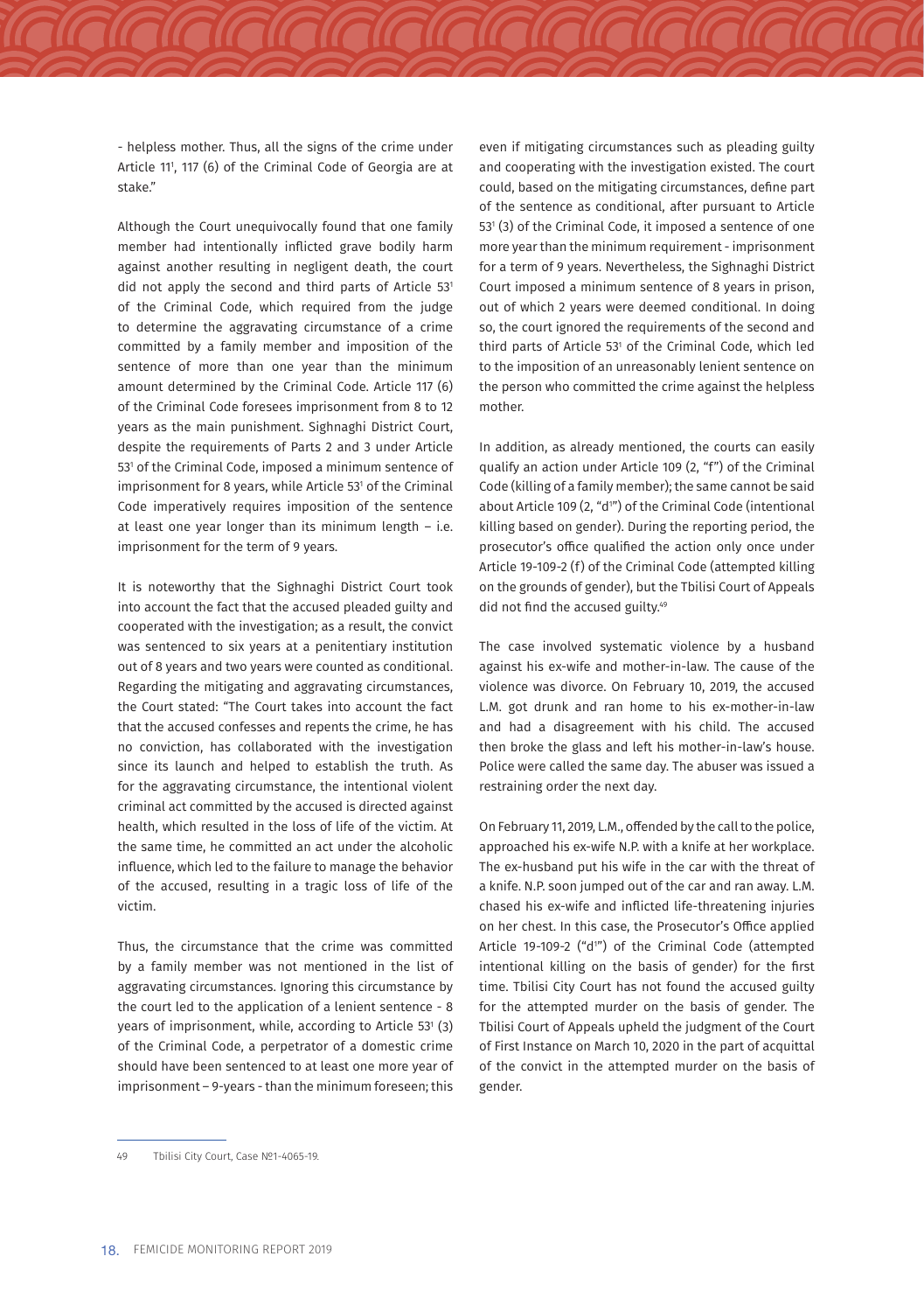- helpless mother. Thus, all the signs of the crime under Article 11[1], 117 (6) of the Criminal Code of Georgia are at stake."

Although the Court unequivocally found that one family member had intentionally inflicted grave bodily harm against another resulting in negligent death, the court did not apply the second and third parts of Article 53[1] of the Criminal Code, which required from the judge to determine the aggravating circumstance of a crime committed by a family member and imposition of the sentence of more than one year than the minimum amount determined by the Criminal Code. Article 117 (6) of the Criminal Code foresees imprisonment from 8 to 12 years as the main punishment. Sighnaghi District Court, despite the requirements of Parts 2 and 3 under Article 53[1] of the Criminal Code, imposed a minimum sentence of imprisonment for 8 years, while Article 53[1] of the Criminal Code imperatively requires imposition of the sentence at least one year longer than its minimum length – i.e. imprisonment for the term of 9 years.

It is noteworthy that the Sighnaghi District Court took into account the fact that the accused pleaded guilty and cooperated with the investigation; as a result, the convict was sentenced to six years at a penitentiary institution out of 8 years and two years were counted as conditional. Regarding the mitigating and aggravating circumstances, the Court stated: "The Court takes into account the fact that the accused confesses and repents the crime, he has no conviction, has collaborated with the investigation since its launch and helped to establish the truth. As for the aggravating circumstance, the intentional violent criminal act committed by the accused is directed against health, which resulted in the loss of life of the victim. At the same time, he committed an act under the alcoholic influence, which led to the failure to manage the behavior of the accused, resulting in a tragic loss of life of the victim.

Thus, the circumstance that the crime was committed by a family member was not mentioned in the list of aggravating circumstances. Ignoring this circumstance by the court led to the application of a lenient sentence - 8 years of imprisonment, while, according to Article 53[1] (3) of the Criminal Code, a perpetrator of a domestic crime should have been sentenced to at least one more year of imprisonment – 9-years - than the minimum foreseen; this even if mitigating circumstances such as pleading guilty and cooperating with the investigation existed. The court could, based on the mitigating circumstances, define part of the sentence as conditional, after pursuant to Article 53[1] (3) of the Criminal Code, it imposed a sentence of one more year than the minimum requirement - imprisonment for a term of 9 years. Nevertheless, the Sighnaghi District Court imposed a minimum sentence of 8 years in prison, out of which 2 years were deemed conditional. In doing so, the court ignored the requirements of the second and third parts of Article 53[1] of the Criminal Code, which led to the imposition of an unreasonably lenient sentence on the person who committed the crime against the helpless mother.

In addition, as already mentioned, the courts can easily qualify an action under Article 109 (2, "f") of the Criminal Code (killing of a family member); the same cannot be said about Article 109 (2, "d[1]") of the Criminal Code (intentional killing based on gender). During the reporting period, the prosecutor's office qualified the action only once under Article 19-109-2 (f) of the Criminal Code (attempted killing on the grounds of gender), but the Tbilisi Court of Appeals did not find the accused guilty.[49]

The case involved systematic violence by a husband against his ex-wife and mother-in-law. The cause of the violence was divorce. On February 10, 2019, the accused L.M. got drunk and ran home to his ex-mother-in-law and had a disagreement with his child. The accused then broke the glass and left his mother-in-law's house. Police were called the same day. The abuser was issued a restraining order the next day.

On February 11, 2019, L.M., offended by the call to the police, approached his ex-wife N.P. with a knife at her workplace. The ex-husband put his wife in the car with the threat of a knife. N.P. soon jumped out of the car and ran away. L.M. chased his ex-wife and inflicted life-threatening injuries on her chest. In this case, the Prosecutor's Office applied Article 19-109-2 ("d[1]") of the Criminal Code (attempted intentional killing on the basis of gender) for the first time. Tbilisi City Court has not found the accused guilty for the attempted murder on the basis of gender. The Tbilisi Court of Appeals upheld the judgment of the Court of First Instance on March 10, 2020 in the part of acquittal of the convict in the attempted murder on the basis of gender.

---

49 Tbilisi City Court, Case №1-4065-19.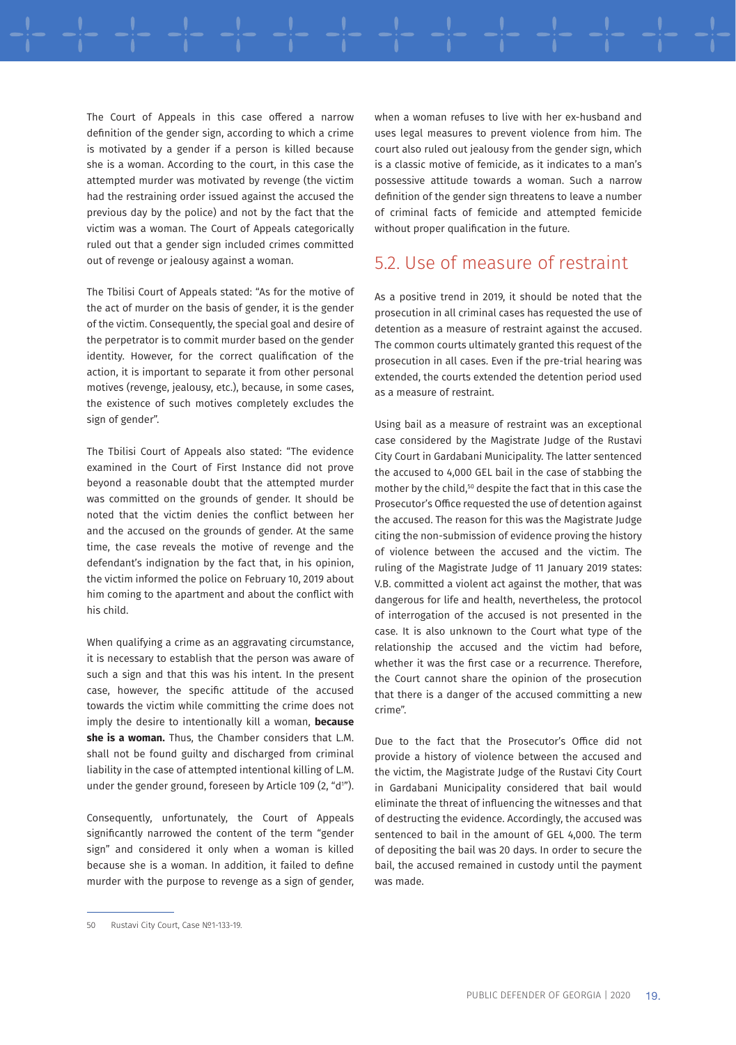The Court of Appeals in this case offered a narrow definition of the gender sign, according to which a crime is motivated by a gender if a person is killed because she is a woman. According to the court, in this case the attempted murder was motivated by revenge (the victim had the restraining order issued against the accused the previous day by the police) and not by the fact that the victim was a woman. The Court of Appeals categorically ruled out that a gender sign included crimes committed out of revenge or jealousy against a woman.

The Tbilisi Court of Appeals stated: "As for the motive of the act of murder on the basis of gender, it is the gender of the victim. Consequently, the special goal and desire of the perpetrator is to commit murder based on the gender identity. However, for the correct qualification of the action, it is important to separate it from other personal motives (revenge, jealousy, etc.), because, in some cases, the existence of such motives completely excludes the sign of gender".

The Tbilisi Court of Appeals also stated: "The evidence examined in the Court of First Instance did not prove beyond a reasonable doubt that the attempted murder was committed on the grounds of gender. It should be noted that the victim denies the conflict between her and the accused on the grounds of gender. At the same time, the case reveals the motive of revenge and the defendant's indignation by the fact that, in his opinion, the victim informed the police on February 10, 2019 about him coming to the apartment and about the conflict with his child.

When qualifying a crime as an aggravating circumstance, it is necessary to establish that the person was aware of such a sign and that this was his intent. In the present case, however, the specific attitude of the accused towards the victim while committing the crime does not imply the desire to intentionally kill a woman, **because she is a woman.** Thus, the Chamber considers that L.M. shall not be found guilty and discharged from criminal liability in the case of attempted intentional killing of L.M. under the gender ground, foreseen by Article 109 (2, "d[1]").

Consequently, unfortunately, the Court of Appeals significantly narrowed the content of the term "gender sign" and considered it only when a woman is killed because she is a woman. In addition, it failed to define murder with the purpose to revenge as a sign of gender, when a woman refuses to live with her ex-husband and uses legal measures to prevent violence from him. The court also ruled out jealousy from the gender sign, which is a classic motive of femicide, as it indicates to a man's possessive attitude towards a woman. Such a narrow definition of the gender sign threatens to leave a number of criminal facts of femicide and attempted femicide without proper qualification in the future.

## 5.2. Use of measure of restraint

As a positive trend in 2019, it should be noted that the prosecution in all criminal cases has requested the use of detention as a measure of restraint against the accused. The common courts ultimately granted this request of the prosecution in all cases. Even if the pre-trial hearing was extended, the courts extended the detention period used as a measure of restraint.

Using bail as a measure of restraint was an exceptional case considered by the Magistrate Judge of the Rustavi City Court in Gardabani Municipality. The latter sentenced the accused to 4,000 GEL bail in the case of stabbing the mother by the child,[50] despite the fact that in this case the Prosecutor's Office requested the use of detention against the accused. The reason for this was the Magistrate Judge citing the non-submission of evidence proving the history of violence between the accused and the victim. The ruling of the Magistrate Judge of 11 January 2019 states: V.B. committed a violent act against the mother, that was dangerous for life and health, nevertheless, the protocol of interrogation of the accused is not presented in the case. It is also unknown to the Court what type of the relationship the accused and the victim had before, whether it was the first case or a recurrence. Therefore, the Court cannot share the opinion of the prosecution that there is a danger of the accused committing a new crime".

Due to the fact that the Prosecutor's Office did not provide a history of violence between the accused and the victim, the Magistrate Judge of the Rustavi City Court in Gardabani Municipality considered that bail would eliminate the threat of influencing the witnesses and that of destructing the evidence. Accordingly, the accused was sentenced to bail in the amount of GEL 4,000. The term of depositing the bail was 20 days. In order to secure the bail, the accused remained in custody until the payment was made.

---

50 Rustavi City Court, Case №1-133-19.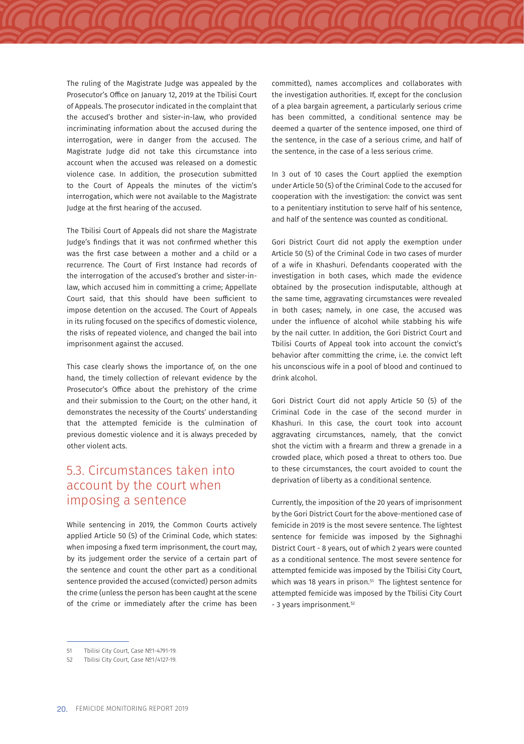The ruling of the Magistrate Judge was appealed by the Prosecutor's Office on January 12, 2019 at the Tbilisi Court of Appeals. The prosecutor indicated in the complaint that the accused's brother and sister-in-law, who provided incriminating information about the accused during the interrogation, were in danger from the accused. The Magistrate Judge did not take this circumstance into account when the accused was released on a domestic violence case. In addition, the prosecution submitted to the Court of Appeals the minutes of the victim's interrogation, which were not available to the Magistrate Judge at the first hearing of the accused.

The Tbilisi Court of Appeals did not share the Magistrate Judge's findings that it was not confirmed whether this was the first case between a mother and a child or a recurrence. The Court of First Instance had records of the interrogation of the accused's brother and sister-in-law, which accused him in committing a crime; Appellate Court said, that this should have been sufficient to impose detention on the accused. The Court of Appeals in its ruling focused on the specifics of domestic violence, the risks of repeated violence, and changed the bail into imprisonment against the accused.

This case clearly shows the importance of, on the one hand, the timely collection of relevant evidence by the Prosecutor's Office about the prehistory of the crime and their submission to the Court; on the other hand, it demonstrates the necessity of the Courts' understanding that the attempted femicide is the culmination of previous domestic violence and it is always preceded by other violent acts.

## 5.3. Circumstances taken into account by the court when imposing a sentence

While sentencing in 2019, the Common Courts actively applied Article 50 (5) of the Criminal Code, which states: when imposing a fixed term imprisonment, the court may, by its judgement order the service of a certain part of the sentence and count the other part as a conditional sentence provided the accused (convicted) person admits the crime (unless the person has been caught at the scene of the crime or immediately after the crime has been committed), names accomplices and collaborates with the investigation authorities. If, except for the conclusion of a plea bargain agreement, a particularly serious crime has been committed, a conditional sentence may be deemed a quarter of the sentence imposed, one third of the sentence, in the case of a serious crime, and half of the sentence, in the case of a less serious crime.

In 3 out of 10 cases the Court applied the exemption under Article 50 (5) of the Criminal Code to the accused for cooperation with the investigation: the convict was sent to a penitentiary institution to serve half of his sentence, and half of the sentence was counted as conditional.

Gori District Court did not apply the exemption under Article 50 (5) of the Criminal Code in two cases of murder of a wife in Khashuri. Defendants cooperated with the investigation in both cases, which made the evidence obtained by the prosecution indisputable, although at the same time, aggravating circumstances were revealed in both cases; namely, in one case, the accused was under the influence of alcohol while stabbing his wife by the nail cutter. In addition, the Gori District Court and Tbilisi Courts of Appeal took into account the convict's behavior after committing the crime, i.e. the convict left his unconscious wife in a pool of blood and continued to drink alcohol.

Gori District Court did not apply Article 50 (5) of the Criminal Code in the case of the second murder in Khashuri. In this case, the court took into account aggravating circumstances, namely, that the convict shot the victim with a firearm and threw a grenade in a crowded place, which posed a threat to others too. Due to these circumstances, the court avoided to count the deprivation of liberty as a conditional sentence.

Currently, the imposition of the 20 years of imprisonment by the Gori District Court for the above-mentioned case of femicide in 2019 is the most severe sentence. The lightest sentence for femicide was imposed by the Sighnaghi District Court - 8 years, out of which 2 years were counted as a conditional sentence. The most severe sentence for attempted femicide was imposed by the Tbilisi City Court, which was 18 years in prison.[51] The lightest sentence for attempted femicide was imposed by the Tbilisi City Court - 3 years imprisonment.[52]

---

51 Tbilisi City Court, Case №1-4791-19.

52 Tbilisi City Court, Case №1/4127-19.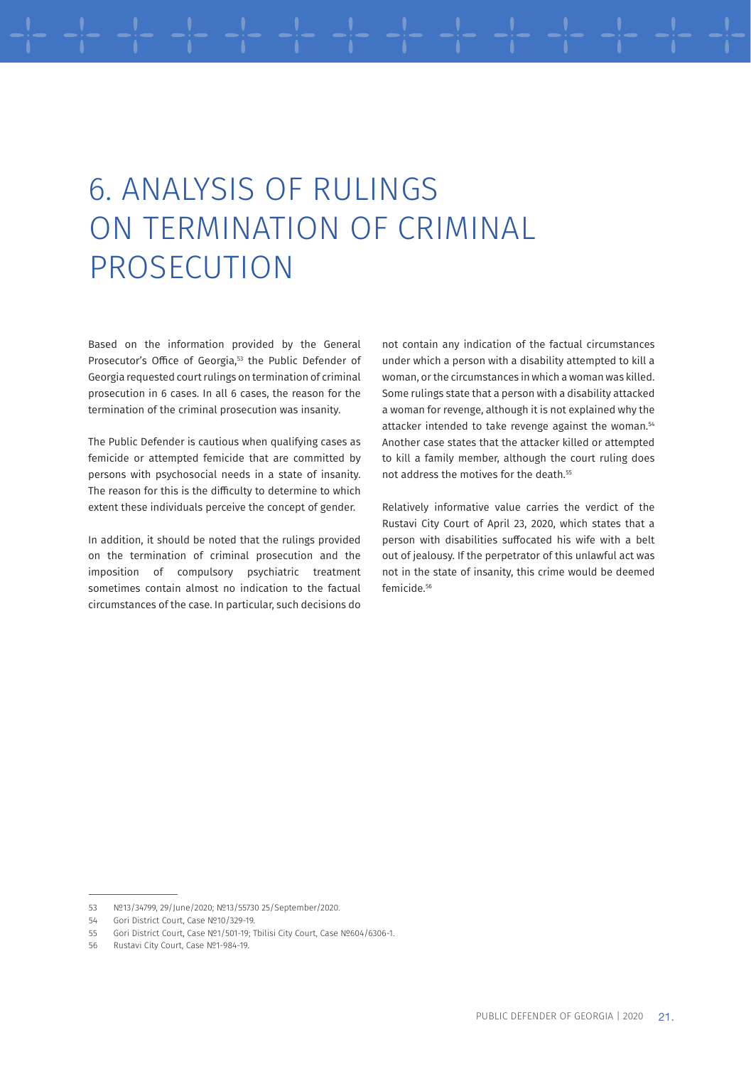# 6. ANALYSIS OF RULINGS ON TERMINATION OF CRIMINAL PROSECUTION

Based on the information provided by the General Prosecutor's Office of Georgia,[53] the Public Defender of Georgia requested court rulings on termination of criminal prosecution in 6 cases. In all 6 cases, the reason for the termination of the criminal prosecution was insanity.

The Public Defender is cautious when qualifying cases as femicide or attempted femicide that are committed by persons with psychosocial needs in a state of insanity. The reason for this is the difficulty to determine to which extent these individuals perceive the concept of gender.

In addition, it should be noted that the rulings provided on the termination of criminal prosecution and the imposition of compulsory psychiatric treatment sometimes contain almost no indication to the factual circumstances of the case. In particular, such decisions do not contain any indication of the factual circumstances under which a person with a disability attempted to kill a woman, or the circumstances in which a woman was killed. Some rulings state that a person with a disability attacked a woman for revenge, although it is not explained why the attacker intended to take revenge against the woman.[54] Another case states that the attacker killed or attempted to kill a family member, although the court ruling does not address the motives for the death.[55]

Relatively informative value carries the verdict of the Rustavi City Court of April 23, 2020, which states that a person with disabilities suffocated his wife with a belt out of jealousy. If the perpetrator of this unlawful act was not in the state of insanity, this crime would be deemed femicide.[56]

---

53 №13/34799, 29/June/2020; №13/55730 25/September/2020.

54 Gori District Court, Case №10/329-19.

55 Gori District Court, Case №1/501-19; Tbilisi City Court, Case №604/6306-1.

56 Rustavi City Court, Case №1-984-19.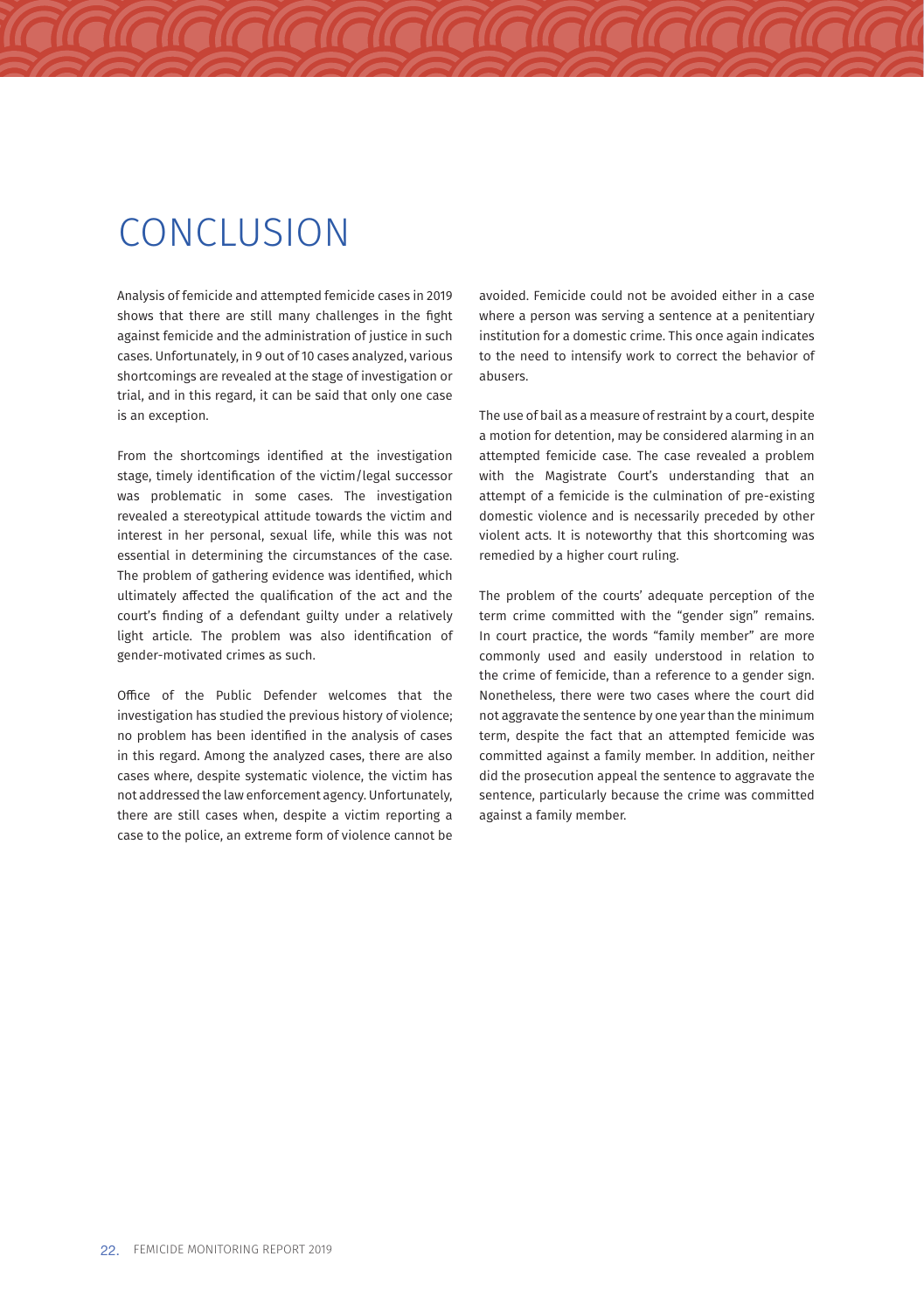# CONCLUSION

Analysis of femicide and attempted femicide cases in 2019 shows that there are still many challenges in the fight against femicide and the administration of justice in such cases. Unfortunately, in 9 out of 10 cases analyzed, various shortcomings are revealed at the stage of investigation or trial, and in this regard, it can be said that only one case is an exception.

From the shortcomings identified at the investigation stage, timely identification of the victim/legal successor was problematic in some cases. The investigation revealed a stereotypical attitude towards the victim and interest in her personal, sexual life, while this was not essential in determining the circumstances of the case. The problem of gathering evidence was identified, which ultimately affected the qualification of the act and the court's finding of a defendant guilty under a relatively light article. The problem was also identification of gender-motivated crimes as such.

Office of the Public Defender welcomes that the investigation has studied the previous history of violence; no problem has been identified in the analysis of cases in this regard. Among the analyzed cases, there are also cases where, despite systematic violence, the victim has not addressed the law enforcement agency. Unfortunately, there are still cases when, despite a victim reporting a case to the police, an extreme form of violence cannot be avoided. Femicide could not be avoided either in a case where a person was serving a sentence at a penitentiary institution for a domestic crime. This once again indicates to the need to intensify work to correct the behavior of abusers.

The use of bail as a measure of restraint by a court, despite a motion for detention, may be considered alarming in an attempted femicide case. The case revealed a problem with the Magistrate Court's understanding that an attempt of a femicide is the culmination of pre-existing domestic violence and is necessarily preceded by other violent acts. It is noteworthy that this shortcoming was remedied by a higher court ruling.

The problem of the courts' adequate perception of the term crime committed with the "gender sign" remains. In court practice, the words "family member" are more commonly used and easily understood in relation to the crime of femicide, than a reference to a gender sign. Nonetheless, there were two cases where the court did not aggravate the sentence by one year than the minimum term, despite the fact that an attempted femicide was committed against a family member. In addition, neither did the prosecution appeal the sentence to aggravate the sentence, particularly because the crime was committed against a family member.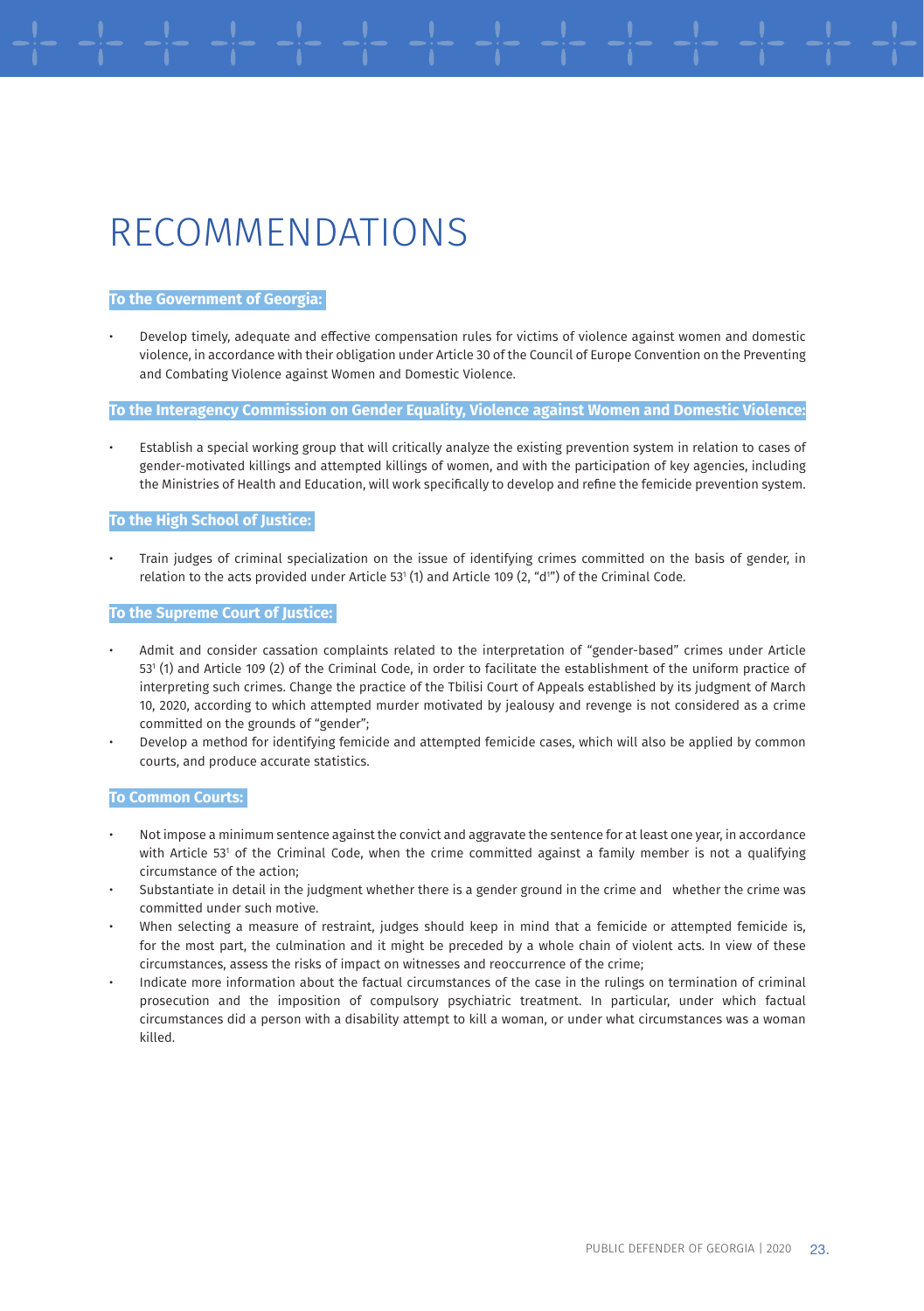# RECOMMENDATIONS

**To the Government of Georgia:**

- Develop timely, adequate and effective compensation rules for victims of violence against women and domestic violence, in accordance with their obligation under Article 30 of the Council of Europe Convention on the Preventing and Combating Violence against Women and Domestic Violence.

**To the Interagency Commission on Gender Equality, Violence against Women and Domestic Violence:**

- Establish a special working group that will critically analyze the existing prevention system in relation to cases of gender-motivated killings and attempted killings of women, and with the participation of key agencies, including the Ministries of Health and Education, will work specifically to develop and refine the femicide prevention system.

**To the High School of Justice:**

- Train judges of criminal specialization on the issue of identifying crimes committed on the basis of gender, in relation to the acts provided under Article 53[1] (1) and Article 109 (2, "d[1]") of the Criminal Code.

**To the Supreme Court of Justice:**

- Admit and consider cassation complaints related to the interpretation of "gender-based" crimes under Article 53[1] (1) and Article 109 (2) of the Criminal Code, in order to facilitate the establishment of the uniform practice of interpreting such crimes. Change the practice of the Tbilisi Court of Appeals established by its judgment of March 10, 2020, according to which attempted murder motivated by jealousy and revenge is not considered as a crime committed on the grounds of "gender";
- Develop a method for identifying femicide and attempted femicide cases, which will also be applied by common courts, and produce accurate statistics.

**To Common Courts:**

- Not impose a minimum sentence against the convict and aggravate the sentence for at least one year, in accordance with Article 53[1] of the Criminal Code, when the crime committed against a family member is not a qualifying circumstance of the action;
- Substantiate in detail in the judgment whether there is a gender ground in the crime and whether the crime was committed under such motive.
- When selecting a measure of restraint, judges should keep in mind that a femicide or attempted femicide is, for the most part, the culmination and it might be preceded by a whole chain of violent acts. In view of these circumstances, assess the risks of impact on witnesses and reoccurrence of the crime;
- Indicate more information about the factual circumstances of the case in the rulings on termination of criminal prosecution and the imposition of compulsory psychiatric treatment. In particular, under which factual circumstances did a person with a disability attempt to kill a woman, or under what circumstances was a woman killed.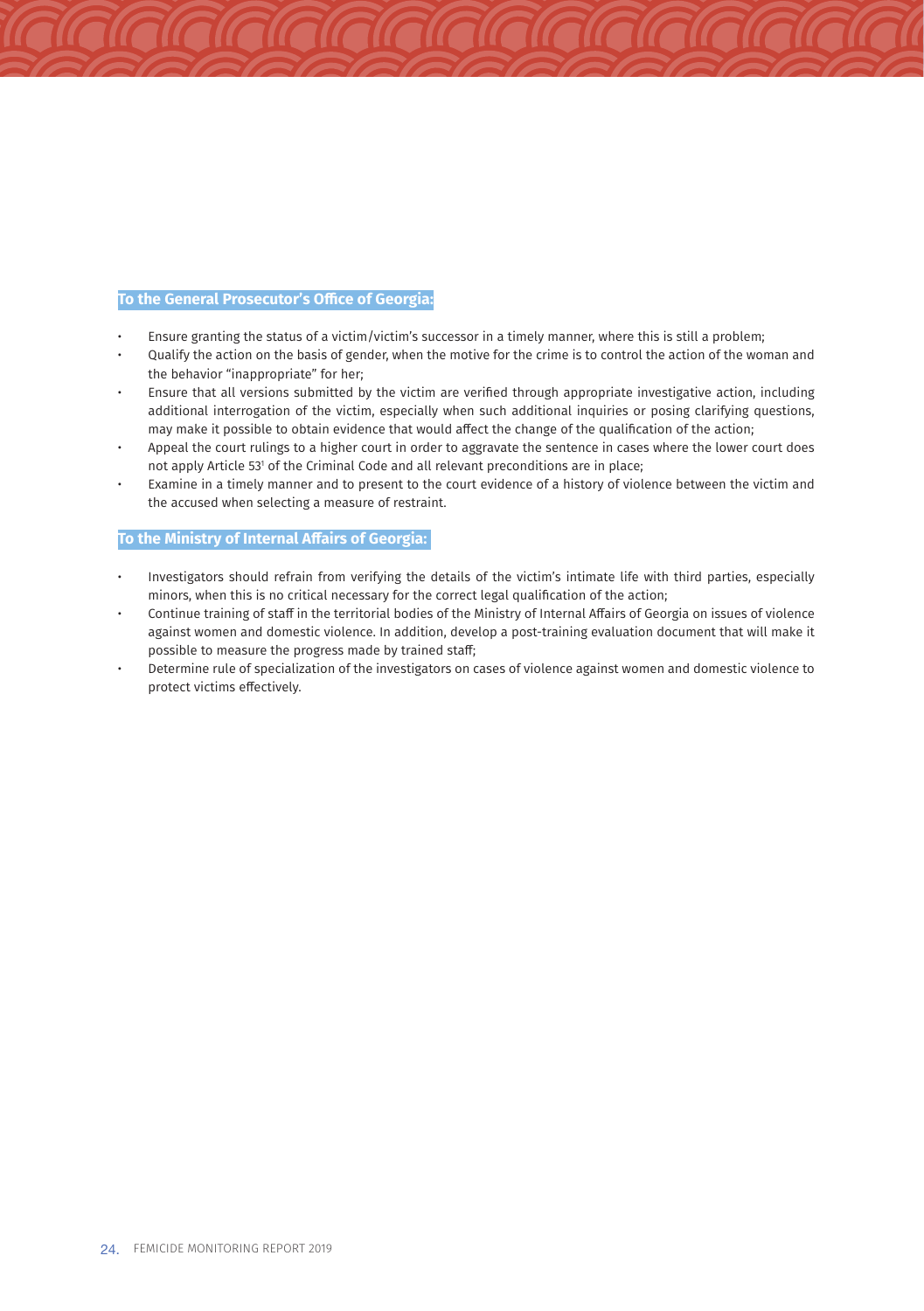**To the General Prosecutor's Office of Georgia:**

- Ensure granting the status of a victim/victim's successor in a timely manner, where this is still a problem;
- Qualify the action on the basis of gender, when the motive for the crime is to control the action of the woman and the behavior "inappropriate" for her;
- Ensure that all versions submitted by the victim are verified through appropriate investigative action, including additional interrogation of the victim, especially when such additional inquiries or posing clarifying questions, may make it possible to obtain evidence that would affect the change of the qualification of the action;
- Appeal the court rulings to a higher court in order to aggravate the sentence in cases where the lower court does not apply Article 53[1] of the Criminal Code and all relevant preconditions are in place;
- Examine in a timely manner and to present to the court evidence of a history of violence between the victim and the accused when selecting a measure of restraint.

**To the Ministry of Internal Affairs of Georgia:**

- Investigators should refrain from verifying the details of the victim's intimate life with third parties, especially minors, when this is no critical necessary for the correct legal qualification of the action;
- Continue training of staff in the territorial bodies of the Ministry of Internal Affairs of Georgia on issues of violence against women and domestic violence. In addition, develop a post-training evaluation document that will make it possible to measure the progress made by trained staff;
- Determine rule of specialization of the investigators on cases of violence against women and domestic violence to protect victims effectively.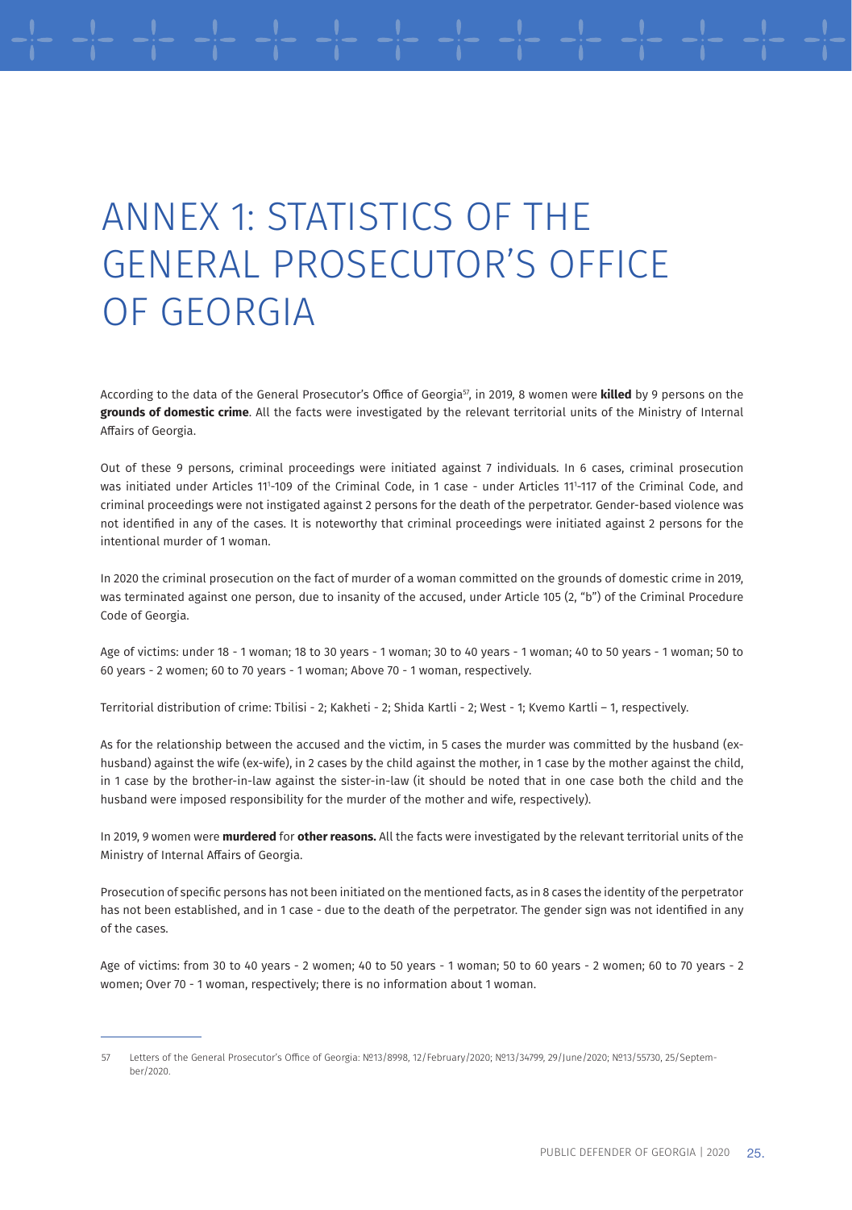# ANNEX 1: STATISTICS OF THE GENERAL PROSECUTOR'S OFFICE OF GEORGIA

According to the data of the General Prosecutor's Office of Georgia[57], in 2019, 8 women were **killed** by 9 persons on the **grounds of domestic crime**. All the facts were investigated by the relevant territorial units of the Ministry of Internal Affairs of Georgia.

Out of these 9 persons, criminal proceedings were initiated against 7 individuals. In 6 cases, criminal prosecution was initiated under Articles $11^1$-109 of the Criminal Code, in 1 case - under Articles $11^1$-117 of the Criminal Code, and criminal proceedings were not instigated against 2 persons for the death of the perpetrator. Gender-based violence was not identified in any of the cases. It is noteworthy that criminal proceedings were initiated against 2 persons for the intentional murder of 1 woman.

In 2020 the criminal prosecution on the fact of murder of a woman committed on the grounds of domestic crime in 2019, was terminated against one person, due to insanity of the accused, under Article 105 (2, "b") of the Criminal Procedure Code of Georgia.

Age of victims: under 18 - 1 woman; 18 to 30 years - 1 woman; 30 to 40 years - 1 woman; 40 to 50 years - 1 woman; 50 to 60 years - 2 women; 60 to 70 years - 1 woman; Above 70 - 1 woman, respectively.

Territorial distribution of crime: Tbilisi - 2; Kakheti - 2; Shida Kartli - 2; West - 1; Kvemo Kartli – 1, respectively.

As for the relationship between the accused and the victim, in 5 cases the murder was committed by the husband (ex-husband) against the wife (ex-wife), in 2 cases by the child against the mother, in 1 case by the mother against the child, in 1 case by the brother-in-law against the sister-in-law (it should be noted that in one case both the child and the husband were imposed responsibility for the murder of the mother and wife, respectively).

In 2019, 9 women were **murdered** for **other reasons.** All the facts were investigated by the relevant territorial units of the Ministry of Internal Affairs of Georgia.

Prosecution of specific persons has not been initiated on the mentioned facts, as in 8 cases the identity of the perpetrator has not been established, and in 1 case - due to the death of the perpetrator. The gender sign was not identified in any of the cases.

Age of victims: from 30 to 40 years - 2 women; 40 to 50 years - 1 woman; 50 to 60 years - 2 women; 60 to 70 years - 2 women; Over 70 - 1 woman, respectively; there is no information about 1 woman.

---

[57] Letters of the General Prosecutor's Office of Georgia: №13/8998, 12/February/2020; №13/34799, 29/June/2020; №13/55730, 25/September/2020.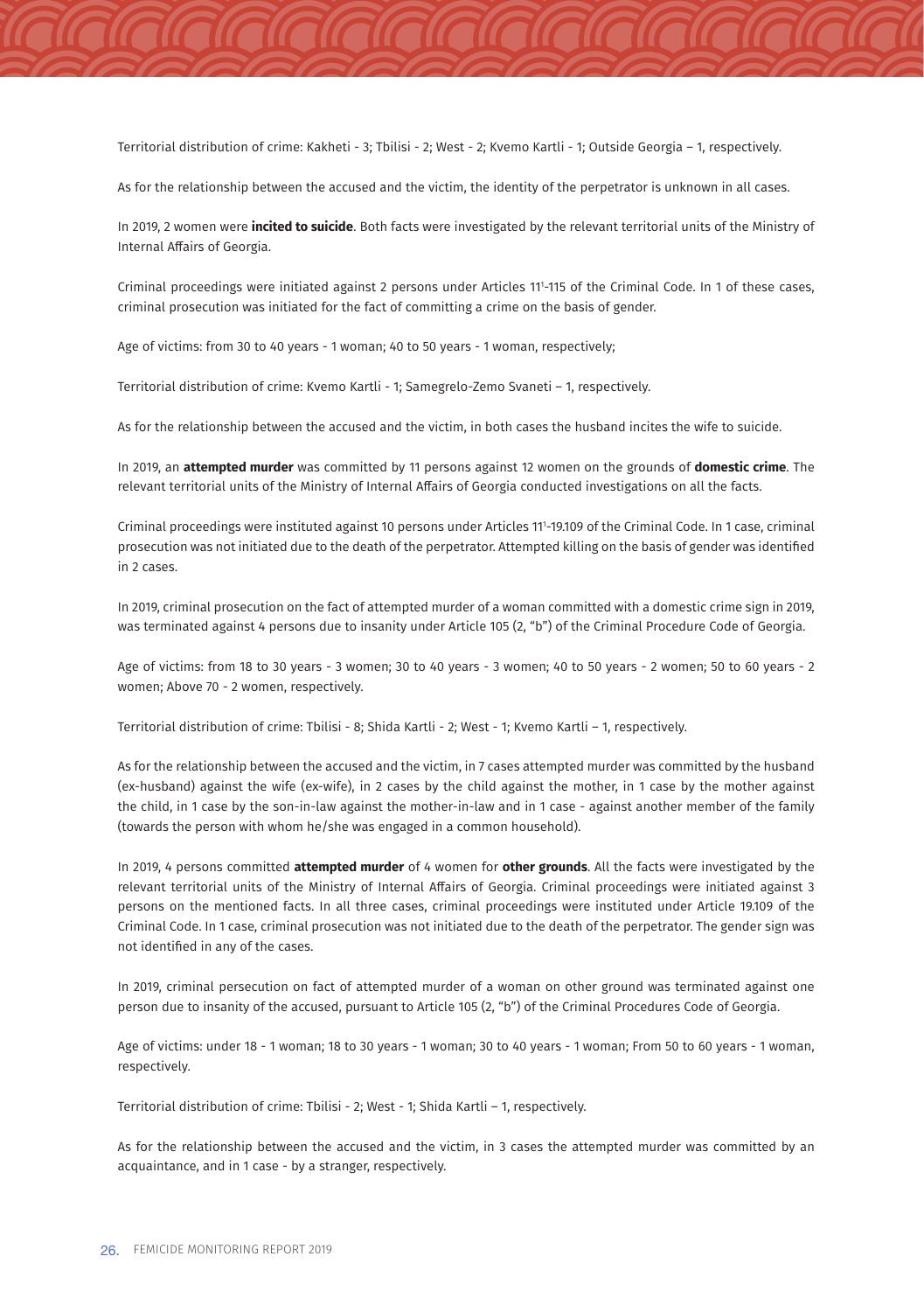Territorial distribution of crime: Kakheti - 3; Tbilisi - 2; West - 2; Kvemo Kartli - 1; Outside Georgia – 1, respectively.

As for the relationship between the accused and the victim, the identity of the perpetrator is unknown in all cases.

In 2019, 2 women were **incited to suicide**. Both facts were investigated by the relevant territorial units of the Ministry of Internal Affairs of Georgia.

Criminal proceedings were initiated against 2 persons under Articles 11[1]-115 of the Criminal Code. In 1 of these cases, criminal prosecution was initiated for the fact of committing a crime on the basis of gender.

Age of victims: from 30 to 40 years - 1 woman; 40 to 50 years - 1 woman, respectively;

Territorial distribution of crime: Kvemo Kartli - 1; Samegrelo-Zemo Svaneti – 1, respectively.

As for the relationship between the accused and the victim, in both cases the husband incites the wife to suicide.

In 2019, an **attempted murder** was committed by 11 persons against 12 women on the grounds of **domestic crime**. The relevant territorial units of the Ministry of Internal Affairs of Georgia conducted investigations on all the facts.

Criminal proceedings were instituted against 10 persons under Articles 11[1]-19.109 of the Criminal Code. In 1 case, criminal prosecution was not initiated due to the death of the perpetrator. Attempted killing on the basis of gender was identified in 2 cases.

In 2019, criminal prosecution on the fact of attempted murder of a woman committed with a domestic crime sign in 2019, was terminated against 4 persons due to insanity under Article 105 (2, "b") of the Criminal Procedure Code of Georgia.

Age of victims: from 18 to 30 years - 3 women; 30 to 40 years - 3 women; 40 to 50 years - 2 women; 50 to 60 years - 2 women; Above 70 - 2 women, respectively.

Territorial distribution of crime: Tbilisi - 8; Shida Kartli - 2; West - 1; Kvemo Kartli – 1, respectively.

As for the relationship between the accused and the victim, in 7 cases attempted murder was committed by the husband (ex-husband) against the wife (ex-wife), in 2 cases by the child against the mother, in 1 case by the mother against the child, in 1 case by the son-in-law against the mother-in-law and in 1 case - against another member of the family (towards the person with whom he/she was engaged in a common household).

In 2019, 4 persons committed **attempted murder** of 4 women for **other grounds**. All the facts were investigated by the relevant territorial units of the Ministry of Internal Affairs of Georgia. Criminal proceedings were initiated against 3 persons on the mentioned facts. In all three cases, criminal proceedings were instituted under Article 19.109 of the Criminal Code. In 1 case, criminal prosecution was not initiated due to the death of the perpetrator. The gender sign was not identified in any of the cases.

In 2019, criminal persecution on fact of attempted murder of a woman on other ground was terminated against one person due to insanity of the accused, pursuant to Article 105 (2, "b") of the Criminal Procedures Code of Georgia.

Age of victims: under 18 - 1 woman; 18 to 30 years - 1 woman; 30 to 40 years - 1 woman; From 50 to 60 years - 1 woman, respectively.

Territorial distribution of crime: Tbilisi - 2; West - 1; Shida Kartli – 1, respectively.

As for the relationship between the accused and the victim, in 3 cases the attempted murder was committed by an acquaintance, and in 1 case - by a stranger, respectively.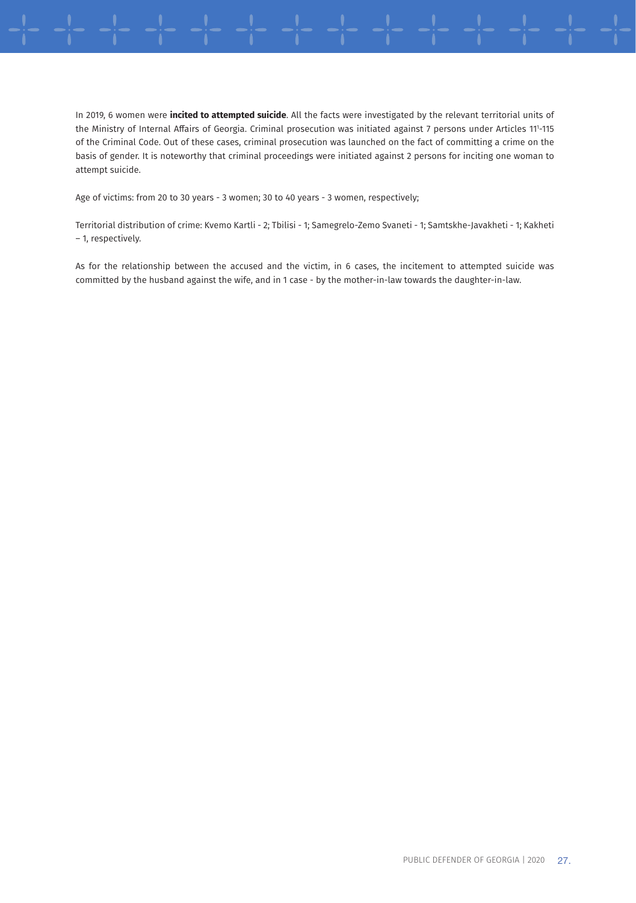In 2019, 6 women were **incited to attempted suicide**. All the facts were investigated by the relevant territorial units of the Ministry of Internal Affairs of Georgia. Criminal prosecution was initiated against 7 persons under Articles 11[1]-115 of the Criminal Code. Out of these cases, criminal prosecution was launched on the fact of committing a crime on the basis of gender. It is noteworthy that criminal proceedings were initiated against 2 persons for inciting one woman to attempt suicide.

Age of victims: from 20 to 30 years - 3 women; 30 to 40 years - 3 women, respectively;

Territorial distribution of crime: Kvemo Kartli - 2; Tbilisi - 1; Samegrelo-Zemo Svaneti - 1; Samtskhe-Javakheti - 1; Kakheti – 1, respectively.

As for the relationship between the accused and the victim, in 6 cases, the incitement to attempted suicide was committed by the husband against the wife, and in 1 case - by the mother-in-law towards the daughter-in-law.